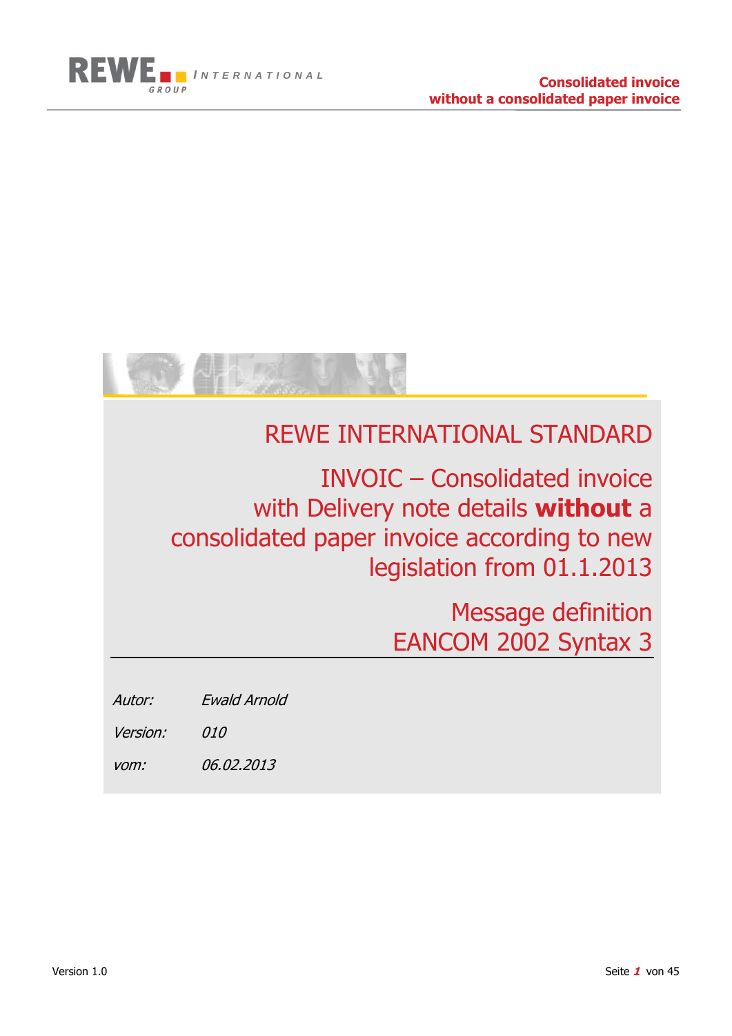# REWE INTERNATIONAL STANDARD

## INVOIC – Consolidated invoice with Delivery note details **without** a consolidated paper invoice according to new legislation from 01.1.2013

## Message definition EANCOM 2002 Syntax 3

*Autor:* *Ewald Arnold*

*Version:* *010*

*vom:* *06.02.2013*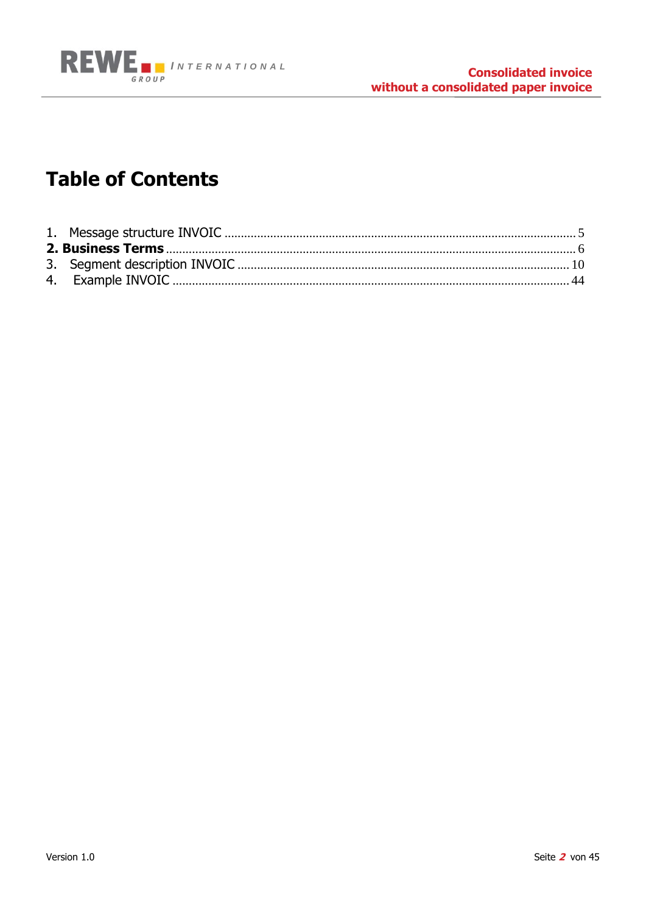# Table of Contents

1. Message structure INVOIC ........................................................................................................ 5
**2. Business Terms** ........................................................................................................................ 6
3. Segment description INVOIC .................................................................................................. 10
4. Example INVOIC ...................................................................................................................... 44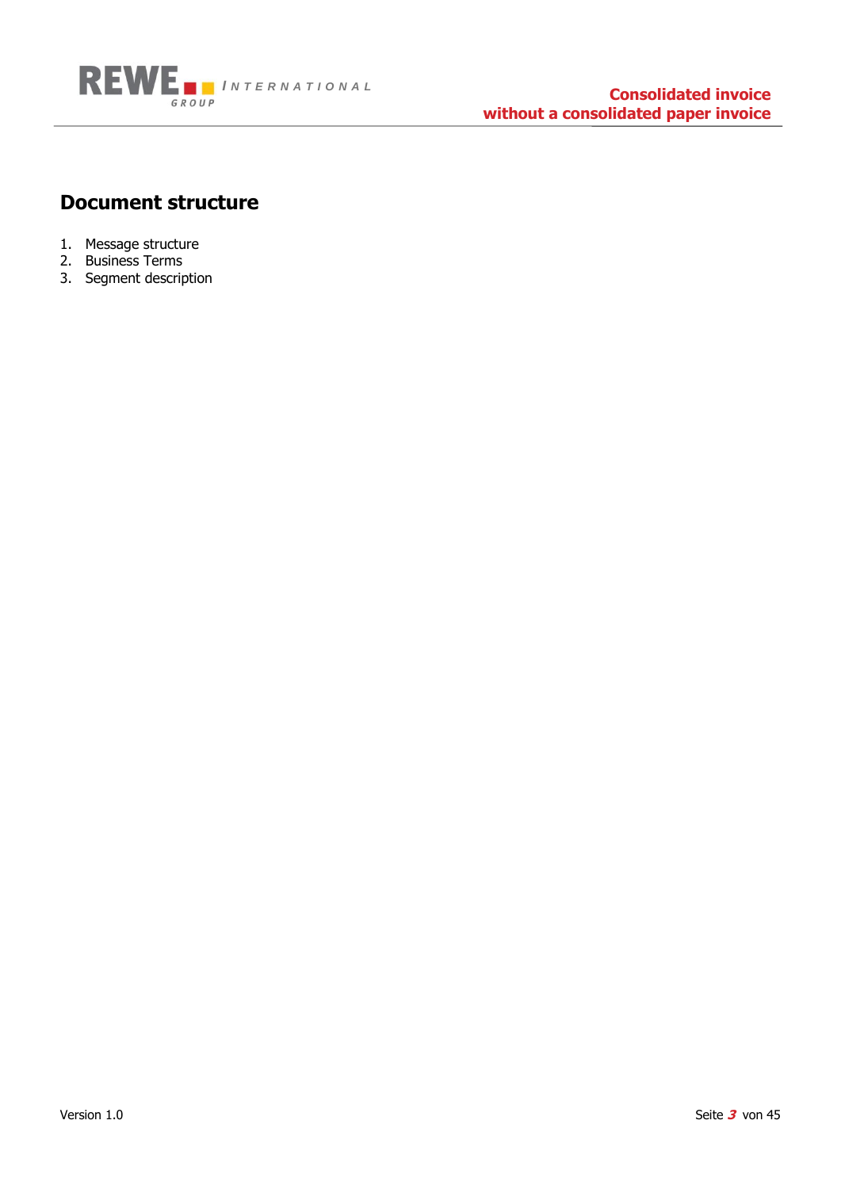## Document structure

1. Message structure
2. Business Terms
3. Segment description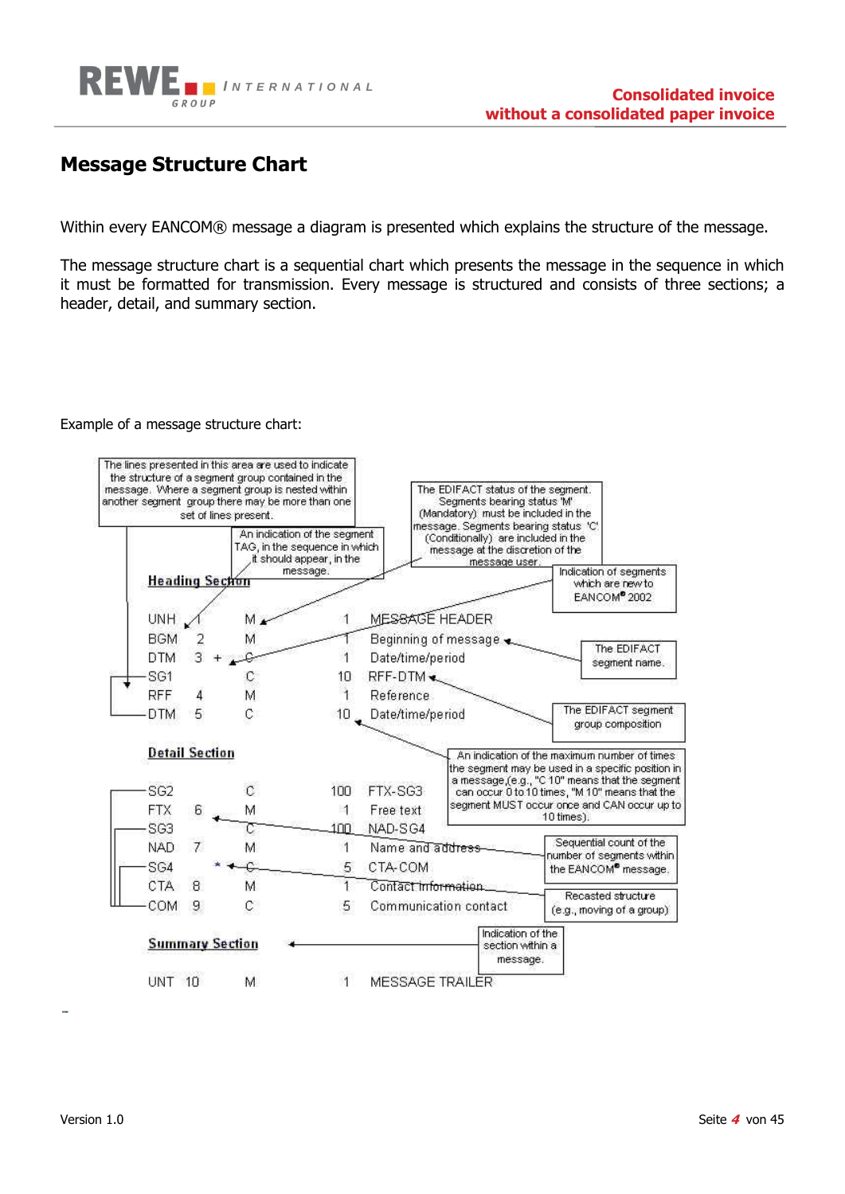## Message Structure Chart

Within every EANCOM® message a diagram is presented which explains the structure of the message.

The message structure chart is a sequential chart which presents the message in the sequence in which it must be formatted for transmission. Every message is structured and consists of three sections; a header, detail, and summary section.

Example of a message structure chart:

The lines presented in this area are used to indicate the structure of a segment group contained in the message. Where a segment group is nested within another segment group there may be more than one set of lines present.

An indication of the segment TAG, in the sequence in which it should appear, in the message.

The EDIFACT status of the segment. Segments bearing status 'M' (Mandatory) must be included in the message. Segments bearing status 'C' (Conditionally) are included in the message at the discretion of the message user.

Indication of segments which are new to EANCOM® 2002

**Heading Section**

```
UNH   1      M     1    MESSAGE HEADER
BGM   2      M     1    Beginning of message
DTM   3  +   C     1    Date/time/period
SG1          C    10    RFF-DTM
RFF   4      M     1    Reference
DTM   5      C    10    Date/time/period
```

The EDIFACT segment name.

The EDIFACT segment group composition

**Detail Section**

```
SG2          C   100    FTX-SG3
FTX   6      M     1    Free text
SG3          C   100    NAD-SG4
NAD   7      M     1    Name and address
SG4      *   C     5    CTA-COM
CTA   8      M     1    Contact information
COM   9      C     5    Communication contact
```

An indication of the maximum number of times the segment may be used in a specific position in a message,(e.g., "C 10" means that the segment can occur 0 to 10 times, "M 10" means that the segment MUST occur once and CAN occur up to 10 times).

Sequential count of the number of segments within the EANCOM® message.

Recasted structure (e.g., moving of a group)

Indication of the section within a message.

**Summary Section**

```
UNT  10      M     1    MESSAGE TRAILER
```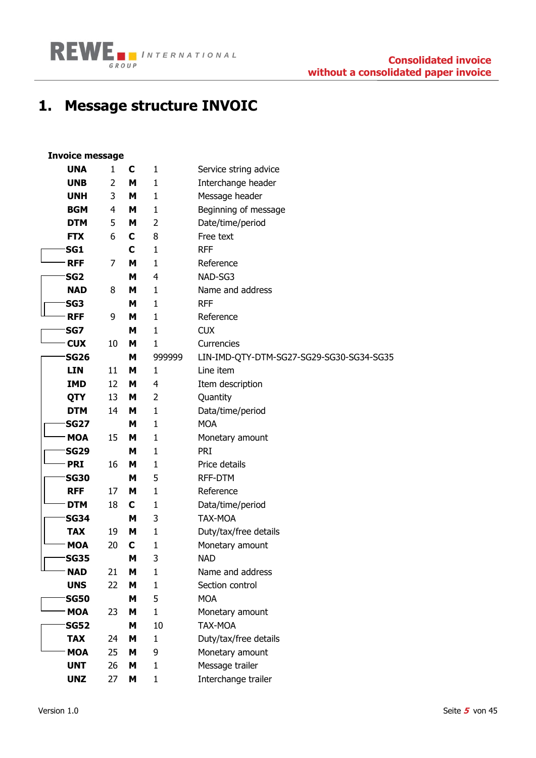# 1. Message structure INVOIC

**Invoice message**

| Segment | Pos. | Status | Rep. | Description |
|---|---|---|---|---|
| **UNA** | 1 | **C** | 1 | Service string advice |
| **UNB** | 2 | **M** | 1 | Interchange header |
| **UNH** | 3 | **M** | 1 | Message header |
| **BGM** | 4 | **M** | 1 | Beginning of message |
| **DTM** | 5 | **M** | 2 | Date/time/period |
| **FTX** | 6 | **C** | 8 | Free text |
| **SG1** | | **C** | 1 | RFF |
| **RFF** | 7 | **M** | 1 | Reference |
| **SG2** | | **M** | 4 | NAD-SG3 |
| **NAD** | 8 | **M** | 1 | Name and address |
| **SG3** | | **M** | 1 | RFF |
| **RFF** | 9 | **M** | 1 | Reference |
| **SG7** | | **M** | 1 | CUX |
| **CUX** | 10 | **M** | 1 | Currencies |
| **SG26** | | **M** | 999999 | LIN-IMD-QTY-DTM-SG27-SG29-SG30-SG34-SG35 |
| **LIN** | 11 | **M** | 1 | Line item |
| **IMD** | 12 | **M** | 4 | Item description |
| **QTY** | 13 | **M** | 2 | Quantity |
| **DTM** | 14 | **M** | 1 | Data/time/period |
| **SG27** | | **M** | 1 | MOA |
| **MOA** | 15 | **M** | 1 | Monetary amount |
| **SG29** | | **M** | 1 | PRI |
| **PRI** | 16 | **M** | 1 | Price details |
| **SG30** | | **M** | 5 | RFF-DTM |
| **RFF** | 17 | **M** | 1 | Reference |
| **DTM** | 18 | **C** | 1 | Data/time/period |
| **SG34** | | **M** | 3 | TAX-MOA |
| **TAX** | 19 | **M** | 1 | Duty/tax/free details |
| **MOA** | 20 | **C** | 1 | Monetary amount |
| **SG35** | | **M** | 3 | NAD |
| **NAD** | 21 | **M** | 1 | Name and address |
| **UNS** | 22 | **M** | 1 | Section control |
| **SG50** | | **M** | 5 | MOA |
| **MOA** | 23 | **M** | 1 | Monetary amount |
| **SG52** | | **M** | 10 | TAX-MOA |
| **TAX** | 24 | **M** | 1 | Duty/tax/free details |
| **MOA** | 25 | **M** | 9 | Monetary amount |
| **UNT** | 26 | **M** | 1 | Message trailer |
| **UNZ** | 27 | **M** | 1 | Interchange trailer |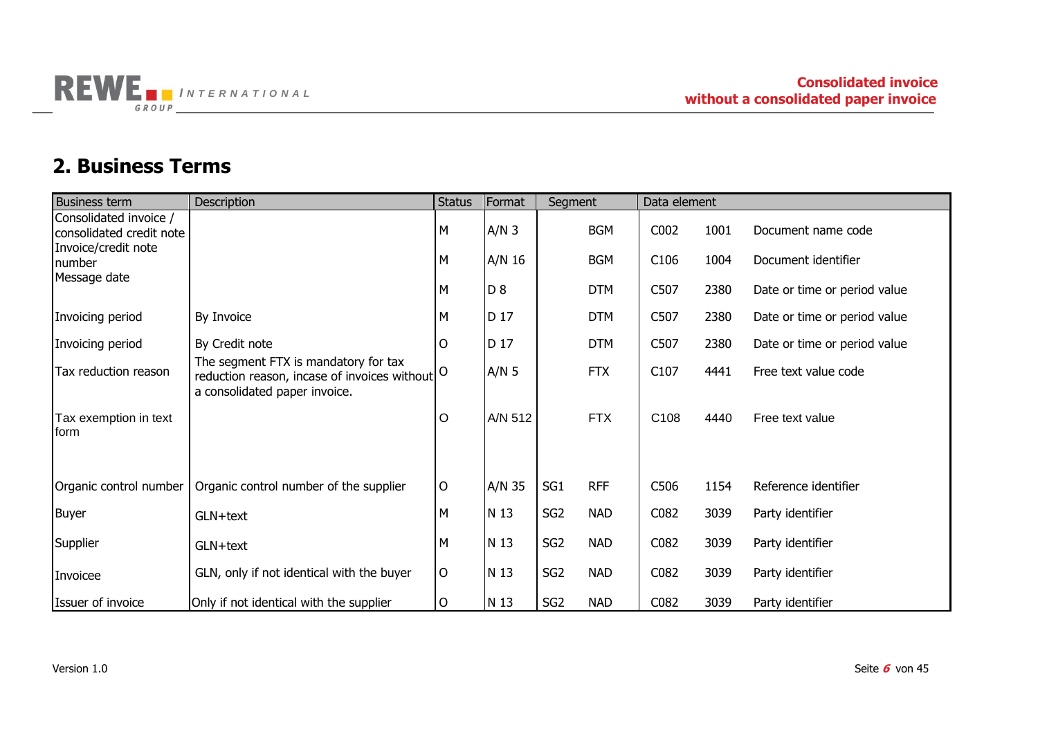## 2. Business Terms

| Business term | Description | Status | Format | Segment | | Data element | | |
|---|---|---|---|---|---|---|---|---|
| Consolidated invoice / consolidated credit note | | M | A/N 3 | | BGM | C002 | 1001 | Document name code |
| Invoice/credit note number | | M | A/N 16 | | BGM | C106 | 1004 | Document identifier |
| Message date | | M | D 8 | | DTM | C507 | 2380 | Date or time or period value |
| Invoicing period | By Invoice | M | D 17 | | DTM | C507 | 2380 | Date or time or period value |
| Invoicing period | By Credit note | O | D 17 | | DTM | C507 | 2380 | Date or time or period value |
| Tax reduction reason | The segment FTX is mandatory for tax reduction reason, incase of invoices without a consolidated paper invoice. | O | A/N 5 | | FTX | C107 | 4441 | Free text value code |
| Tax exemption in text form | | O | A/N 512 | | FTX | C108 | 4440 | Free text value |
| Organic control number | Organic control number of the supplier | O | A/N 35 | SG1 | RFF | C506 | 1154 | Reference identifier |
| Buyer | GLN+text | M | N 13 | SG2 | NAD | C082 | 3039 | Party identifier |
| Supplier | GLN+text | M | N 13 | SG2 | NAD | C082 | 3039 | Party identifier |
| Invoicee | GLN, only if not identical with the buyer | O | N 13 | SG2 | NAD | C082 | 3039 | Party identifier |
| Issuer of invoice | Only if not identical with the supplier | O | N 13 | SG2 | NAD | C082 | 3039 | Party identifier |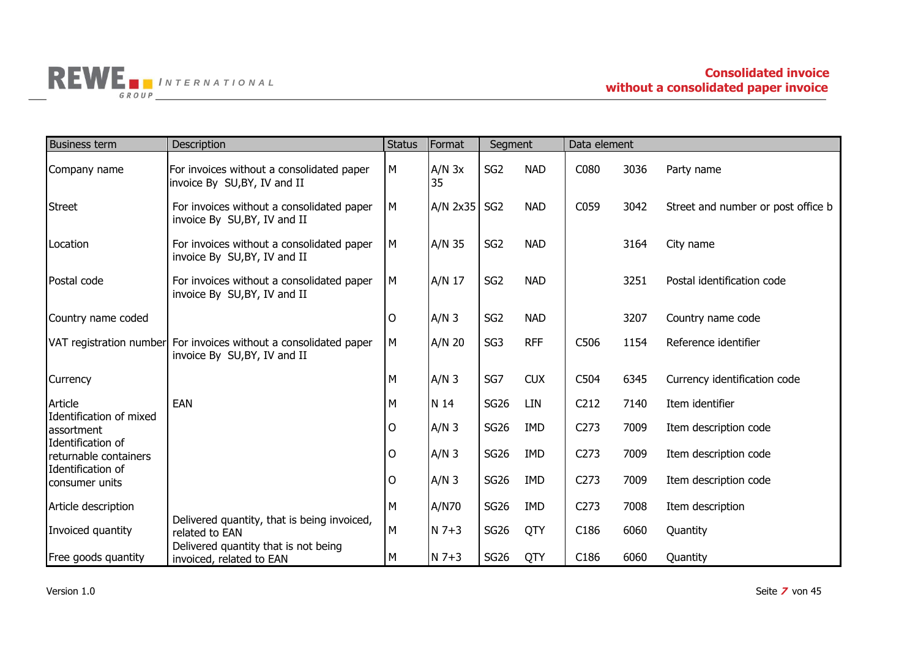| Business term | Description | Status | Format | Segment | | Data element | | |
|---|---|---|---|---|---|---|---|---|
| Company name | For invoices without a consolidated paper invoice By SU,BY, IV and II | M | A/N 3x 35 | SG2 | NAD | C080 | 3036 | Party name |
| Street | For invoices without a consolidated paper invoice By SU,BY, IV and II | M | A/N 2x35 | SG2 | NAD | C059 | 3042 | Street and number or post office b |
| Location | For invoices without a consolidated paper invoice By SU,BY, IV and II | M | A/N 35 | SG2 | NAD | | 3164 | City name |
| Postal code | For invoices without a consolidated paper invoice By SU,BY, IV and II | M | A/N 17 | SG2 | NAD | | 3251 | Postal identification code |
| Country name coded | | O | A/N 3 | SG2 | NAD | | 3207 | Country name code |
| VAT registration number | For invoices without a consolidated paper invoice By SU,BY, IV and II | M | A/N 20 | SG3 | RFF | C506 | 1154 | Reference identifier |
| Currency | | M | A/N 3 | SG7 | CUX | C504 | 6345 | Currency identification code |
| Article | EAN | M | N 14 | SG26 | LIN | C212 | 7140 | Item identifier |
| Identification of mixed assortment | | O | A/N 3 | SG26 | IMD | C273 | 7009 | Item description code |
| Identification of returnable containers | | O | A/N 3 | SG26 | IMD | C273 | 7009 | Item description code |
| Identification of consumer units | | O | A/N 3 | SG26 | IMD | C273 | 7009 | Item description code |
| Article description | | M | A/N70 | SG26 | IMD | C273 | 7008 | Item description |
| Invoiced quantity | Delivered quantity, that is being invoiced, related to EAN | M | N 7+3 | SG26 | QTY | C186 | 6060 | Quantity |
| Free goods quantity | Delivered quantity that is not being invoiced, related to EAN | M | N 7+3 | SG26 | QTY | C186 | 6060 | Quantity |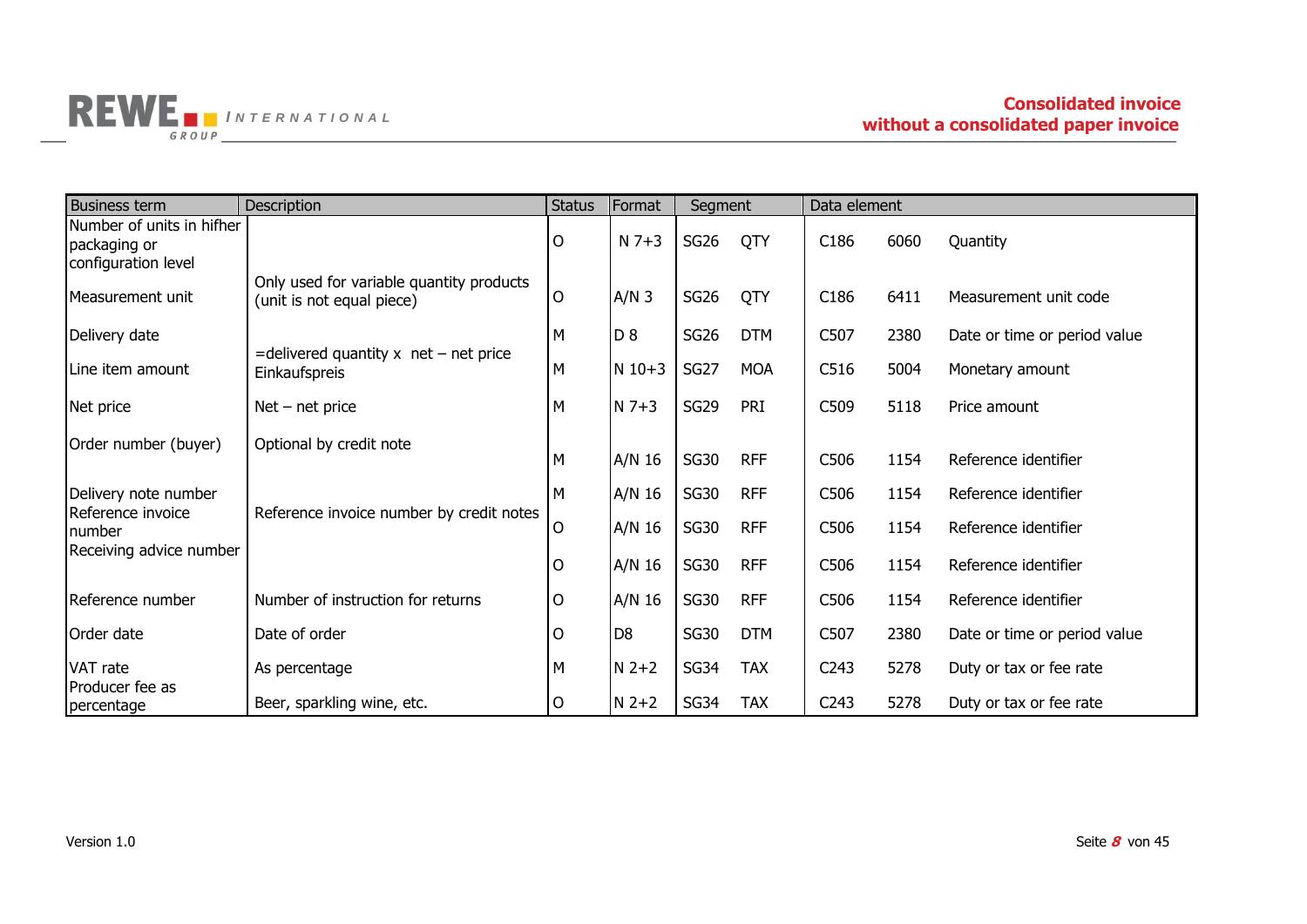| Business term | Description | Status | Format | Segment | | Data element | | |
|---|---|---|---|---|---|---|---|---|
| Number of units in hifher packaging or configuration level | | O | N 7+3 | SG26 | QTY | C186 | 6060 | Quantity |
| Measurement unit | Only used for variable quantity products (unit is not equal piece) | O | A/N 3 | SG26 | QTY | C186 | 6411 | Measurement unit code |
| Delivery date | | M | D 8 | SG26 | DTM | C507 | 2380 | Date or time or period value |
| Line item amount | =delivered quantity x net – net price Einkaufspreis | M | N 10+3 | SG27 | MOA | C516 | 5004 | Monetary amount |
| Net price | Net – net price | M | N 7+3 | SG29 | PRI | C509 | 5118 | Price amount |
| Order number (buyer) | Optional by credit note | M | A/N 16 | SG30 | RFF | C506 | 1154 | Reference identifier |
| Delivery note number | | M | A/N 16 | SG30 | RFF | C506 | 1154 | Reference identifier |
| Reference invoice number | Reference invoice number by credit notes | O | A/N 16 | SG30 | RFF | C506 | 1154 | Reference identifier |
| Receiving advice number | | O | A/N 16 | SG30 | RFF | C506 | 1154 | Reference identifier |
| Reference number | Number of instruction for returns | O | A/N 16 | SG30 | RFF | C506 | 1154 | Reference identifier |
| Order date | Date of order | O | D8 | SG30 | DTM | C507 | 2380 | Date or time or period value |
| VAT rate | As percentage | M | N 2+2 | SG34 | TAX | C243 | 5278 | Duty or tax or fee rate |
| Producer fee as percentage | Beer, sparkling wine, etc. | O | N 2+2 | SG34 | TAX | C243 | 5278 | Duty or tax or fee rate |

Version 1.0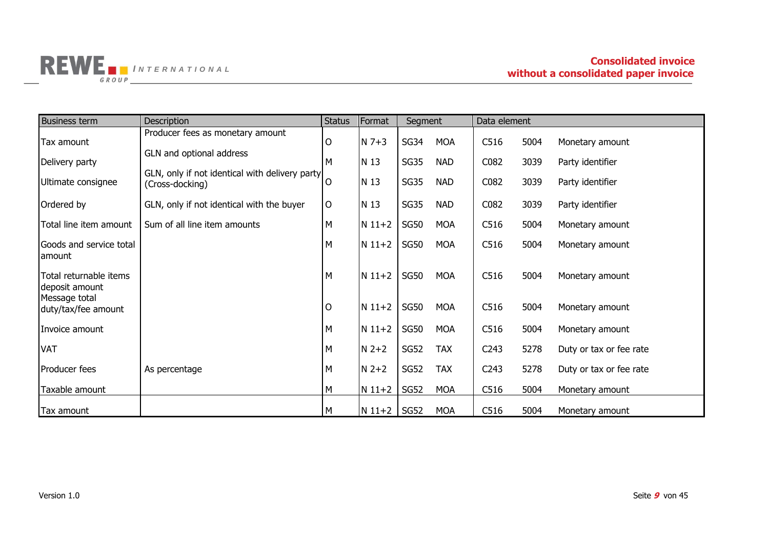| Business term | Description | Status | Format | Segment | | Data element | | |
|---|---|---|---|---|---|---|---|---|
| Tax amount | Producer fees as monetary amount | O | N 7+3 | SG34 | MOA | C516 | 5004 | Monetary amount |
| Delivery party | GLN and optional address | M | N 13 | SG35 | NAD | C082 | 3039 | Party identifier |
| Ultimate consignee | GLN, only if not identical with delivery party (Cross-docking) | O | N 13 | SG35 | NAD | C082 | 3039 | Party identifier |
| Ordered by | GLN, only if not identical with the buyer | O | N 13 | SG35 | NAD | C082 | 3039 | Party identifier |
| Total line item amount | Sum of all line item amounts | M | N 11+2 | SG50 | MOA | C516 | 5004 | Monetary amount |
| Goods and service total amount | | M | N 11+2 | SG50 | MOA | C516 | 5004 | Monetary amount |
| Total returnable items deposit amount | | M | N 11+2 | SG50 | MOA | C516 | 5004 | Monetary amount |
| Message total duty/tax/fee amount | | O | N 11+2 | SG50 | MOA | C516 | 5004 | Monetary amount |
| Invoice amount | | M | N 11+2 | SG50 | MOA | C516 | 5004 | Monetary amount |
| VAT | | M | N 2+2 | SG52 | TAX | C243 | 5278 | Duty or tax or fee rate |
| Producer fees | As percentage | M | N 2+2 | SG52 | TAX | C243 | 5278 | Duty or tax or fee rate |
| Taxable amount | | M | N 11+2 | SG52 | MOA | C516 | 5004 | Monetary amount |
| Tax amount | | M | N 11+2 | SG52 | MOA | C516 | 5004 | Monetary amount |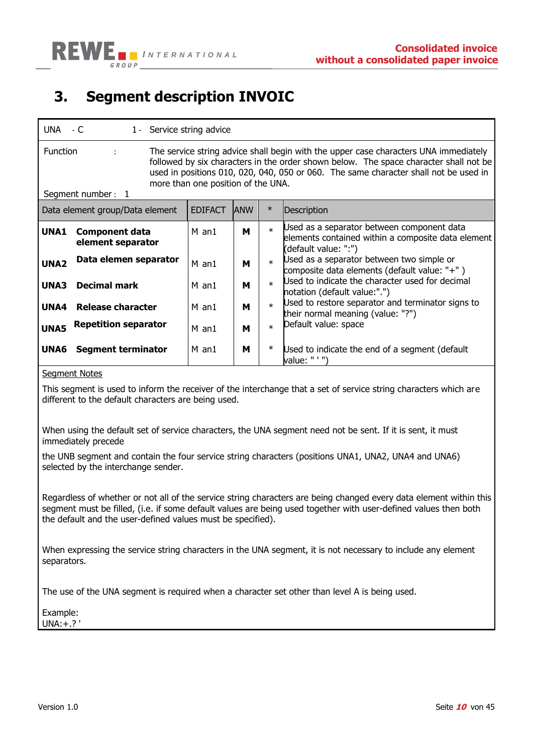# 3. Segment description INVOIC

UNA - C 1 - Service string advice

Function : The service string advice shall begin with the upper case characters UNA immediately followed by six characters in the order shown below. The space character shall not be used in positions 010, 020, 040, 050 or 060. The same character shall not be used in more than one position of the UNA.

Segment number : 1

| Data element group/Data element | | EDIFACT | ANW | * | Description |
|---|---|---|---|---|---|
| **UNA1** | **Component data element separator** | M an1 | **M** | * | Used as a separator between component data elements contained within a composite data element (default value: ":") |
| **UNA2** | **Data elemen separator** | M an1 | **M** | * | Used as a separator between two simple or composite data elements (default value: "+" ) |
| **UNA3** | **Decimal mark** | M an1 | **M** | * | Used to indicate the character used for decimal notation (default value:".") |
| **UNA4** | **Release character** | M an1 | **M** | * | Used to restore separator and terminator signs to their normal meaning (value: "?") |
| **UNA5** | **Repetition separator** | M an1 | **M** | * | Default value: space |
| **UNA6** | **Segment terminator** | M an1 | **M** | * | Used to indicate the end of a segment (default value: " ' ") |

<u>Segment Notes</u>

This segment is used to inform the receiver of the interchange that a set of service string characters which are different to the default characters are being used.

When using the default set of service characters, the UNA segment need not be sent. If it is sent, it must immediately precede

the UNB segment and contain the four service string characters (positions UNA1, UNA2, UNA4 and UNA6) selected by the interchange sender.

Regardless of whether or not all of the service string characters are being changed every data element within this segment must be filled, (i.e. if some default values are being used together with user-defined values then both the default and the user-defined values must be specified).

When expressing the service string characters in the UNA segment, it is not necessary to include any element separators.

The use of the UNA segment is required when a character set other than level A is being used.

Example:
UNA:+.? '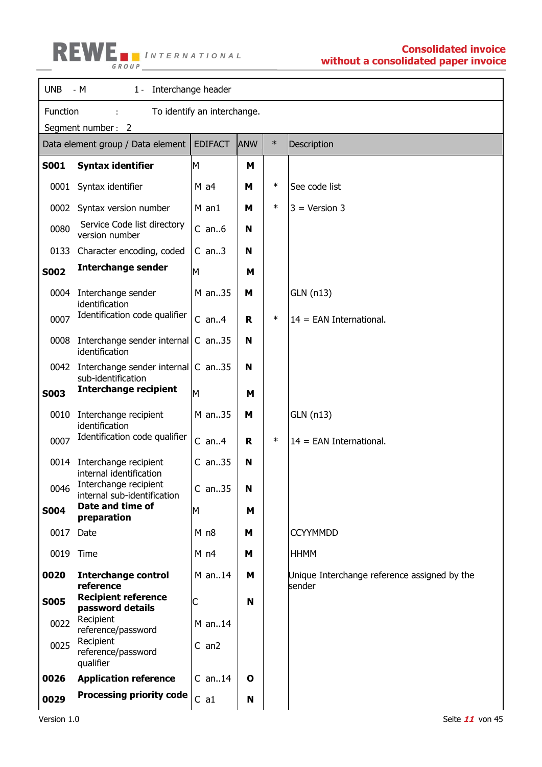| UNB - M | 1 - Interchange header | | | | |
|---|---|---|---|---|---|
| Function : | To identify an interchange. | | | | |
| Segment number : 2 | | | | | |
| **Data element group / Data element** | | **EDIFACT** | **ANW** | * | **Description** |
| **S001** | **Syntax identifier** | M | **M** | | |
| 0001 | Syntax identifier | M a4 | **M** | * | See code list |
| 0002 | Syntax version number | M an1 | **M** | * | 3 = Version 3 |
| 0080 | Service Code list directory version number | C an..6 | **N** | | |
| 0133 | Character encoding, coded | C an..3 | **N** | | |
| **S002** | **Interchange sender** | M | **M** | | |
| 0004 | Interchange sender identification | M an..35 | **M** | | GLN (n13) |
| 0007 | Identification code qualifier | C an..4 | **R** | * | 14 = EAN International. |
| 0008 | Interchange sender internal identification | C an..35 | **N** | | |
| 0042 | Interchange sender internal sub-identification | C an..35 | **N** | | |
| **S003** | **Interchange recipient** | M | **M** | | |
| 0010 | Interchange recipient identification | M an..35 | **M** | | GLN (n13) |
| 0007 | Identification code qualifier | C an..4 | **R** | * | 14 = EAN International. |
| 0014 | Interchange recipient internal identification | C an..35 | **N** | | |
| 0046 | Interchange recipient internal sub-identification | C an..35 | **N** | | |
| **S004** | **Date and time of preparation** | M | **M** | | |
| 0017 | Date | M n8 | **M** | | CCYYMMDD |
| 0019 | Time | M n4 | **M** | | HHMM |
| **0020** | **Interchange control reference** | M an..14 | **M** | | Unique Interchange reference assigned by the sender |
| **S005** | **Recipient reference password details** | C | **N** | | |
| 0022 | Recipient reference/password | M an..14 | | | |
| 0025 | Recipient reference/password qualifier | C an2 | | | |
| **0026** | **Application reference** | C an..14 | **O** | | |
| **0029** | **Processing priority code** | C a1 | **N** | | |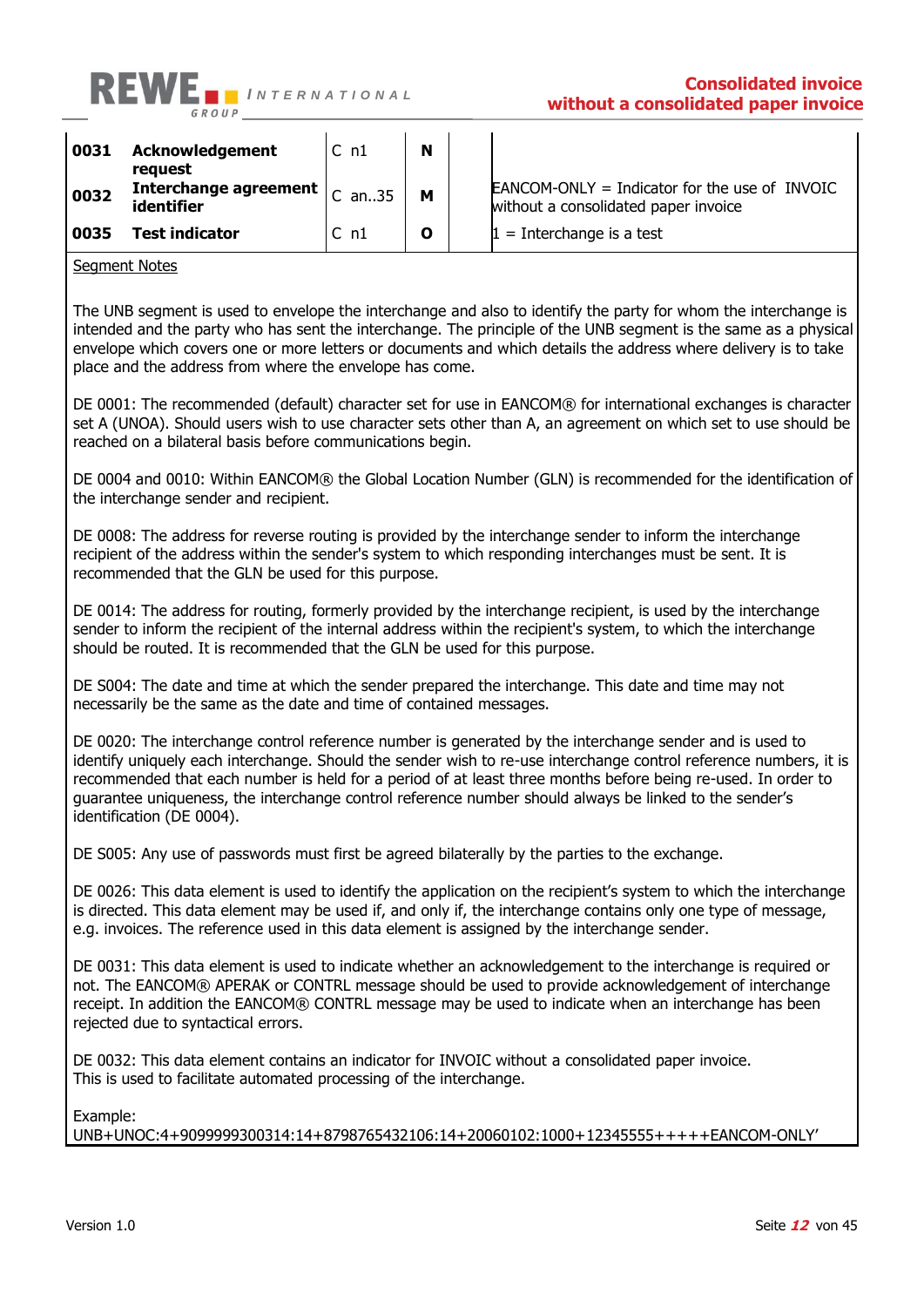| | | | | | |
|---|---|---|---|---|---|
| 0031 | **Acknowledgement request** | C n1 | **N** | | |
| 0032 | **Interchange agreement identifier** | C an..35 | **M** | | EANCOM-ONLY = Indicator for the use of INVOIC without a consolidated paper invoice |
| 0035 | **Test indicator** | C n1 | **O** | | 1 = Interchange is a test |

<u>Segment Notes</u>

The UNB segment is used to envelope the interchange and also to identify the party for whom the interchange is intended and the party who has sent the interchange. The principle of the UNB segment is the same as a physical envelope which covers one or more letters or documents and which details the address where delivery is to take place and the address from where the envelope has come.

DE 0001: The recommended (default) character set for use in EANCOM® for international exchanges is character set A (UNOA). Should users wish to use character sets other than A, an agreement on which set to use should be reached on a bilateral basis before communications begin.

DE 0004 and 0010: Within EANCOM® the Global Location Number (GLN) is recommended for the identification of the interchange sender and recipient.

DE 0008: The address for reverse routing is provided by the interchange sender to inform the interchange recipient of the address within the sender's system to which responding interchanges must be sent. It is recommended that the GLN be used for this purpose.

DE 0014: The address for routing, formerly provided by the interchange recipient, is used by the interchange sender to inform the recipient of the internal address within the recipient's system, to which the interchange should be routed. It is recommended that the GLN be used for this purpose.

DE S004: The date and time at which the sender prepared the interchange. This date and time may not necessarily be the same as the date and time of contained messages.

DE 0020: The interchange control reference number is generated by the interchange sender and is used to identify uniquely each interchange. Should the sender wish to re-use interchange control reference numbers, it is recommended that each number is held for a period of at least three months before being re-used. In order to guarantee uniqueness, the interchange control reference number should always be linked to the sender's identification (DE 0004).

DE S005: Any use of passwords must first be agreed bilaterally by the parties to the exchange.

DE 0026: This data element is used to identify the application on the recipient's system to which the interchange is directed. This data element may be used if, and only if, the interchange contains only one type of message, e.g. invoices. The reference used in this data element is assigned by the interchange sender.

DE 0031: This data element is used to indicate whether an acknowledgement to the interchange is required or not. The EANCOM® APERAK or CONTRL message should be used to provide acknowledgement of interchange receipt. In addition the EANCOM® CONTRL message may be used to indicate when an interchange has been rejected due to syntactical errors.

DE 0032: This data element contains an indicator for INVOIC without a consolidated paper invoice.
This is used to facilitate automated processing of the interchange.

Example:
UNB+UNOC:4+9099999300314:14+8798765432106:14+20060102:1000+12345555+++++EANCOM-ONLY'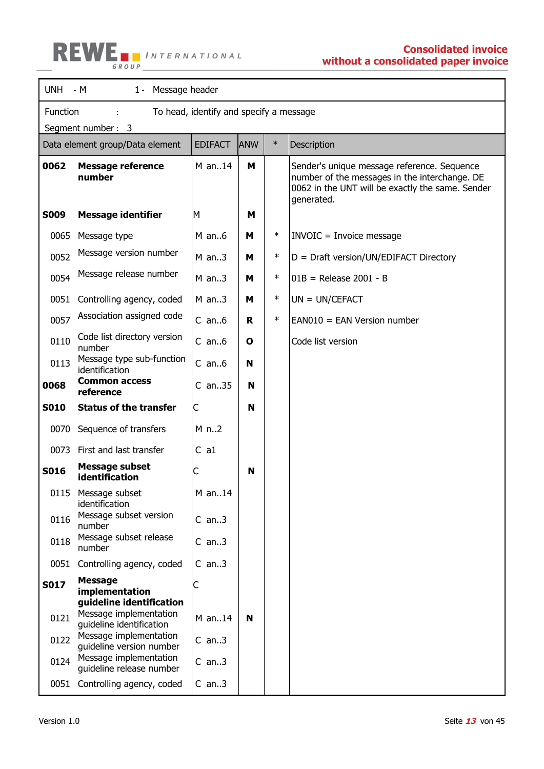| UNH - M | | 1 - | Message header | | |
|---|---|---|---|---|---|
| Function : | | To head, identify and specify a message | | | |
| Segment number : 3 | | | | | |
| **Data element group/Data element** | | **EDIFACT** | **ANW** | **\*** | **Description** |
| **0062** | **Message reference number** | M an..14 | **M** | | Sender's unique message reference. Sequence number of the messages in the interchange. DE 0062 in the UNT will be exactly the same. Sender generated. |
| **S009** | **Message identifier** | M | **M** | | |
| 0065 | Message type | M an..6 | **M** | * | INVOIC = Invoice message |
| 0052 | Message version number | M an..3 | **M** | * | D = Draft version/UN/EDIFACT Directory |
| 0054 | Message release number | M an..3 | **M** | * | 01B = Release 2001 - B |
| 0051 | Controlling agency, coded | M an..3 | **M** | * | UN = UN/CEFACT |
| 0057 | Association assigned code | C an..6 | **R** | * | EAN010 = EAN Version number |
| 0110 | Code list directory version number | C an..6 | **O** | | Code list version |
| 0113 | Message type sub-function identification | C an..6 | **N** | | |
| **0068** | **Common access reference** | C an..35 | **N** | | |
| **S010** | **Status of the transfer** | C | **N** | | |
| 0070 | Sequence of transfers | M n..2 | | | |
| 0073 | First and last transfer | C a1 | | | |
| **S016** | **Message subset identification** | C | **N** | | |
| 0115 | Message subset identification | M an..14 | | | |
| 0116 | Message subset version number | C an..3 | | | |
| 0118 | Message subset release number | C an..3 | | | |
| 0051 | Controlling agency, coded | C an..3 | | | |
| **S017** | **Message implementation guideline identification** | C | | | |
| 0121 | Message implementation guideline identification | M an..14 | **N** | | |
| 0122 | Message implementation guideline version number | C an..3 | | | |
| 0124 | Message implementation guideline release number | C an..3 | | | |
| 0051 | Controlling agency, coded | C an..3 | | | |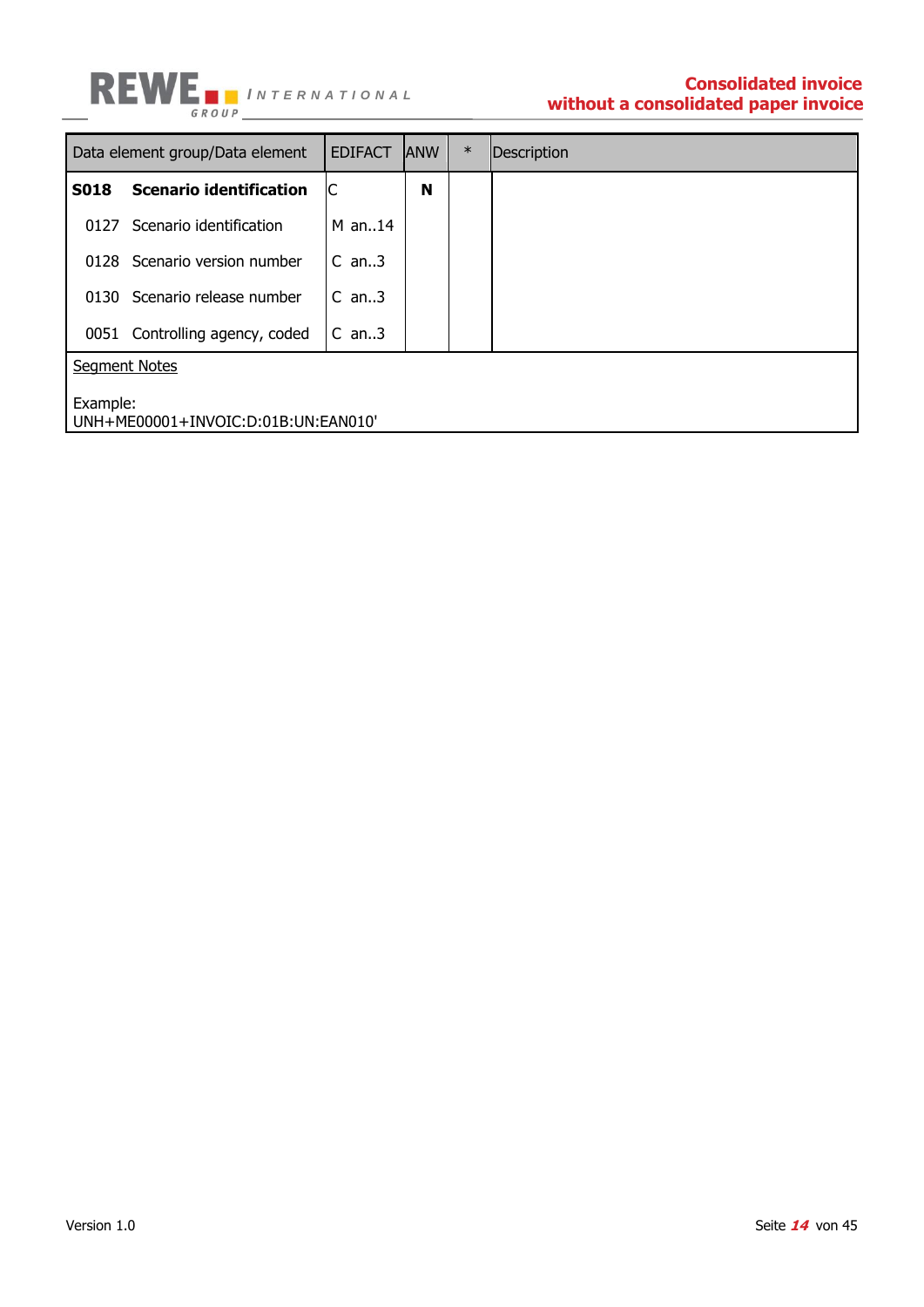| Data element group/Data element | EDIFACT | ANW | * | Description |
|---|---|---|---|---|
| **S018 Scenario identification** | C | **N** | | |
| 0127 Scenario identification | M an..14 | | | |
| 0128 Scenario version number | C an..3 | | | |
| 0130 Scenario release number | C an..3 | | | |
| 0051 Controlling agency, coded | C an..3 | | | |

Segment Notes

Example:
UNH+ME00001+INVOIC:D:01B:UN:EAN010'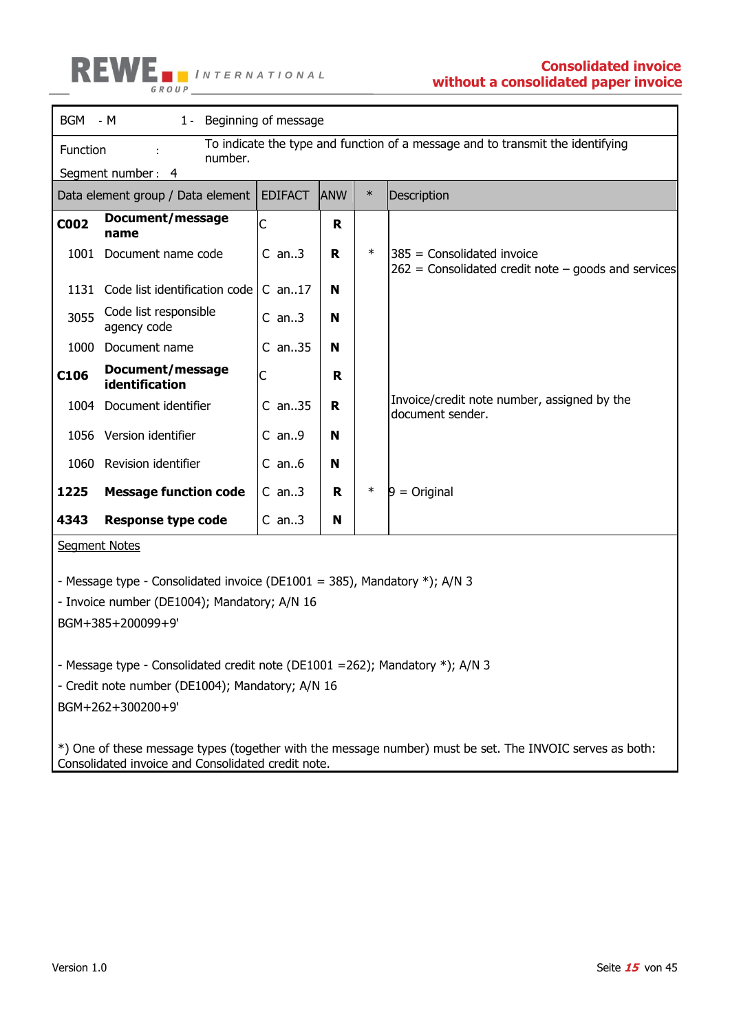| BGM - M | 1 - Beginning of message | | | |
|---|---|---|---|---|
| Function : | To indicate the type and function of a message and to transmit the identifying number. | | | |
| Segment number : 4 | | | | |
| **Data element group / Data element** | **EDIFACT** | **ANW** | ***** | **Description** |
| **C002 Document/message name** | C | **R** | | |
| 1001 Document name code | C an..3 | **R** | * | 385 = Consolidated invoice<br>262 = Consolidated credit note – goods and services |
| 1131 Code list identification code | C an..17 | **N** | | |
| 3055 Code list responsible agency code | C an..3 | **N** | | |
| 1000 Document name | C an..35 | **N** | | |
| **C106 Document/message identification** | C | **R** | | |
| 1004 Document identifier | C an..35 | **R** | | Invoice/credit note number, assigned by the document sender. |
| 1056 Version identifier | C an..9 | **N** | | |
| 1060 Revision identifier | C an..6 | **N** | | |
| **1225 Message function code** | C an..3 | **R** | * | 9 = Original |
| **4343 Response type code** | C an..3 | **N** | | |

Segment Notes

- Message type - Consolidated invoice (DE1001 = 385), Mandatory *); A/N 3
- Invoice number (DE1004); Mandatory; A/N 16

BGM+385+200099+9'

- Message type - Consolidated credit note (DE1001 =262); Mandatory *); A/N 3
- Credit note number (DE1004); Mandatory; A/N 16

BGM+262+300200+9'

*) One of these message types (together with the message number) must be set. The INVOIC serves as both: Consolidated invoice and Consolidated credit note.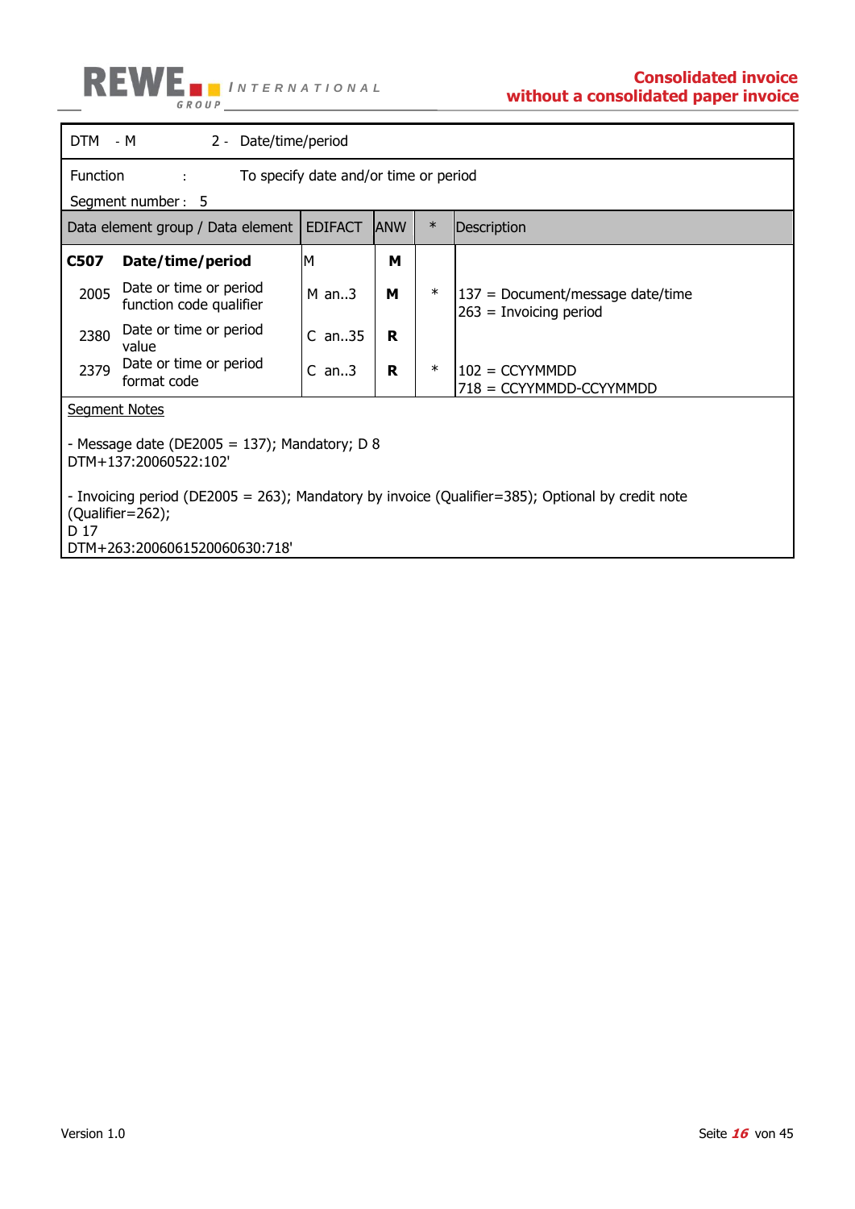| DTM - M | 2 - Date/time/period | | | | |
|---|---|---|---|---|---|
| Function : | To specify date and/or time or period | | | | |
| Segment number : 5 | | | | | |

| Data element group / Data element | | EDIFACT | ANW | * | Description |
|---|---|---|---|---|---|
| **C507** | **Date/time/period** | M | **M** | | |
| 2005 | Date or time or period function code qualifier | M an..3 | **M** | * | 137 = Document/message date/time<br>263 = Invoicing period |
| 2380 | Date or time or period value | C an..35 | **R** | | |
| 2379 | Date or time or period format code | C an..3 | **R** | * | 102 = CCYYMMDD<br>718 = CCYYMMDD-CCYYMMDD |

Segment Notes

- Message date (DE2005 = 137); Mandatory; D 8
DTM+137:20060522:102'

- Invoicing period (DE2005 = 263); Mandatory by invoice (Qualifier=385); Optional by credit note (Qualifier=262);
D 17
DTM+263:2006061520060630:718'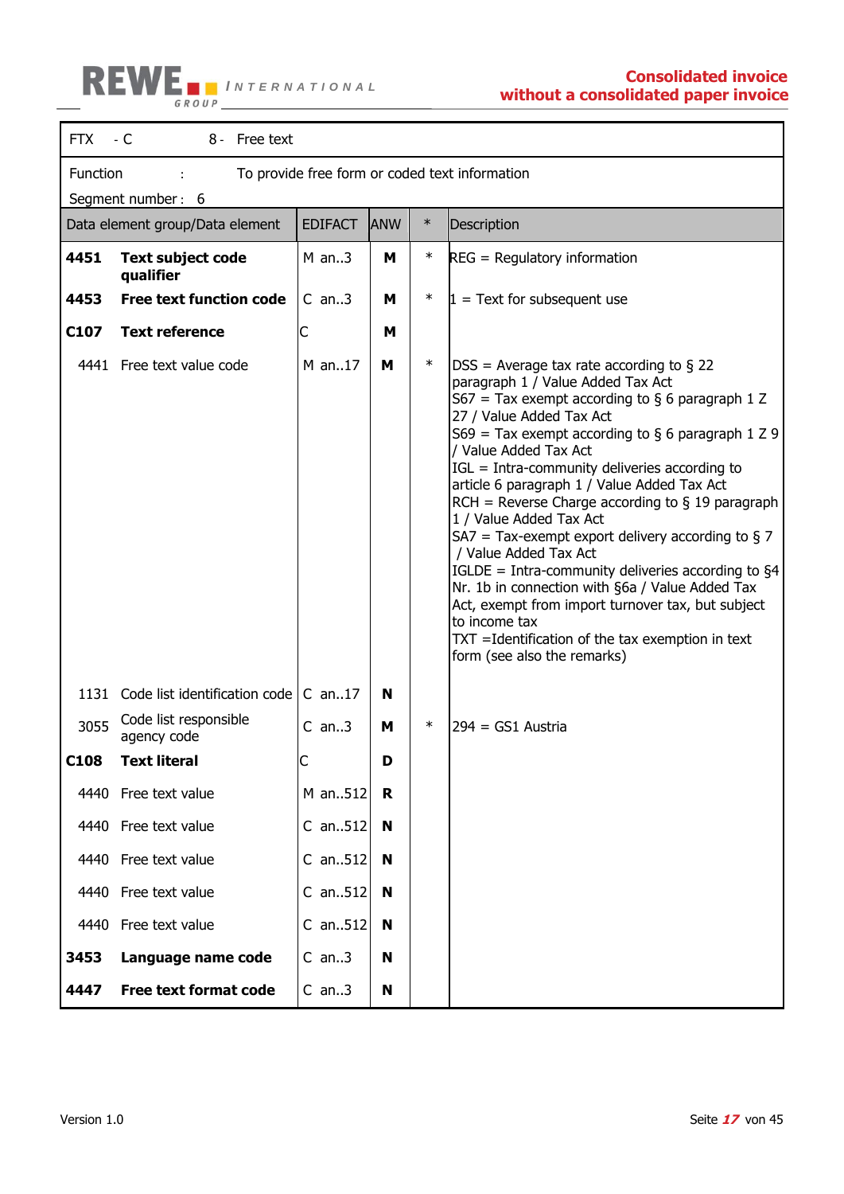| FTX - C | 8 - Free text | | | |
|---|---|---|---|---|
| Function : | To provide free form or coded text information | | | |
| Segment number : 6 | | | | |

| Data element group/Data element | EDIFACT | ANW | * | Description |
|---|---|---|---|---|
| **4451 Text subject code qualifier** | M an..3 | **M** | * | REG = Regulatory information |
| **4453 Free text function code** | C an..3 | **M** | * | 1 = Text for subsequent use |
| **C107 Text reference** | C | **M** | | |
| 4441 Free text value code | M an..17 | **M** | * | DSS = Average tax rate according to § 22 paragraph 1 / Value Added Tax Act<br>S67 = Tax exempt according to § 6 paragraph 1 Z 27 / Value Added Tax Act<br>S69 = Tax exempt according to § 6 paragraph 1 Z 9 / Value Added Tax Act<br>IGL = Intra-community deliveries according to article 6 paragraph 1 / Value Added Tax Act<br>RCH = Reverse Charge according to § 19 paragraph 1 / Value Added Tax Act<br>SA7 = Tax-exempt export delivery according to § 7 / Value Added Tax Act<br>IGLDE = Intra-community deliveries according to §4 Nr. 1b in connection with §6a / Value Added Tax Act, exempt from import turnover tax, but subject to income tax<br>TXT =Identification of the tax exemption in text form (see also the remarks) |
| 1131 Code list identification code | C an..17 | **N** | | |
| 3055 Code list responsible agency code | C an..3 | **M** | * | 294 = GS1 Austria |
| **C108 Text literal** | C | **D** | | |
| 4440 Free text value | M an..512 | **R** | | |
| 4440 Free text value | C an..512 | **N** | | |
| 4440 Free text value | C an..512 | **N** | | |
| 4440 Free text value | C an..512 | **N** | | |
| 4440 Free text value | C an..512 | **N** | | |
| **3453 Language name code** | C an..3 | **N** | | |
| **4447 Free text format code** | C an..3 | **N** | | |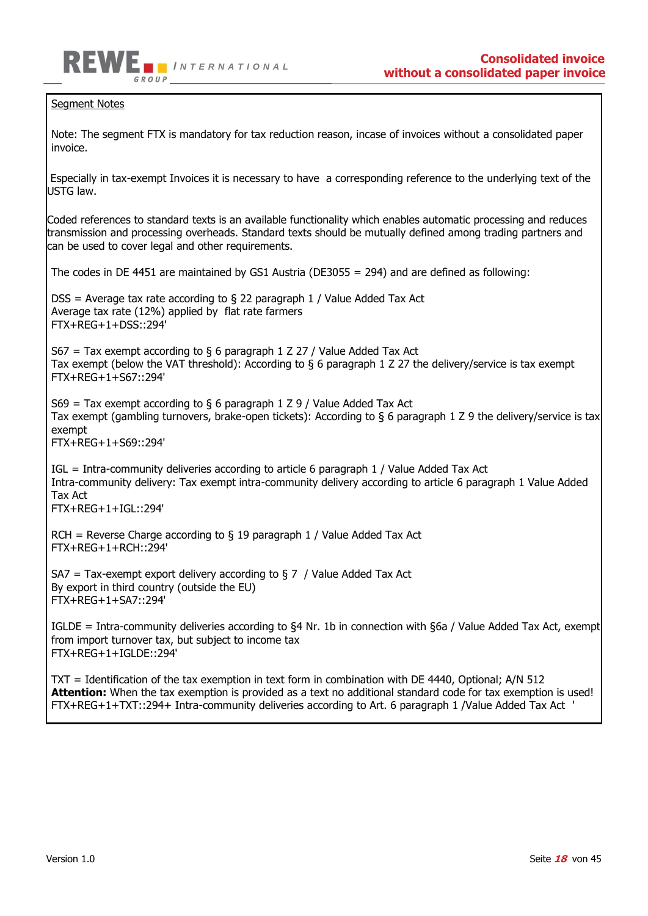Segment Notes

Note: The segment FTX is mandatory for tax reduction reason, incase of invoices without a consolidated paper invoice.

Especially in tax-exempt Invoices it is necessary to have a corresponding reference to the underlying text of the USTG law.

Coded references to standard texts is an available functionality which enables automatic processing and reduces transmission and processing overheads. Standard texts should be mutually defined among trading partners and can be used to cover legal and other requirements.

The codes in DE 4451 are maintained by GS1 Austria (DE3055 = 294) and are defined as following:

DSS = Average tax rate according to § 22 paragraph 1 / Value Added Tax Act
Average tax rate (12%) applied by flat rate farmers
FTX+REG+1+DSS::294'

S67 = Tax exempt according to § 6 paragraph 1 Z 27 / Value Added Tax Act
Tax exempt (below the VAT threshold): According to § 6 paragraph 1 Z 27 the delivery/service is tax exempt
FTX+REG+1+S67::294'

S69 = Tax exempt according to § 6 paragraph 1 Z 9 / Value Added Tax Act
Tax exempt (gambling turnovers, brake-open tickets): According to § 6 paragraph 1 Z 9 the delivery/service is tax exempt
FTX+REG+1+S69::294'

IGL = Intra-community deliveries according to article 6 paragraph 1 / Value Added Tax Act
Intra-community delivery: Tax exempt intra-community delivery according to article 6 paragraph 1 Value Added Tax Act
FTX+REG+1+IGL::294'

RCH = Reverse Charge according to § 19 paragraph 1 / Value Added Tax Act
FTX+REG+1+RCH::294'

SA7 = Tax-exempt export delivery according to § 7 / Value Added Tax Act
By export in third country (outside the EU)
FTX+REG+1+SA7::294'

IGLDE = Intra-community deliveries according to §4 Nr. 1b in connection with §6a / Value Added Tax Act, exempt from import turnover tax, but subject to income tax
FTX+REG+1+IGLDE::294'

TXT = Identification of the tax exemption in text form in combination with DE 4440, Optional; A/N 512
**Attention:** When the tax exemption is provided as a text no additional standard code for tax exemption is used!
FTX+REG+1+TXT::294+ Intra-community deliveries according to Art. 6 paragraph 1 /Value Added Tax Act '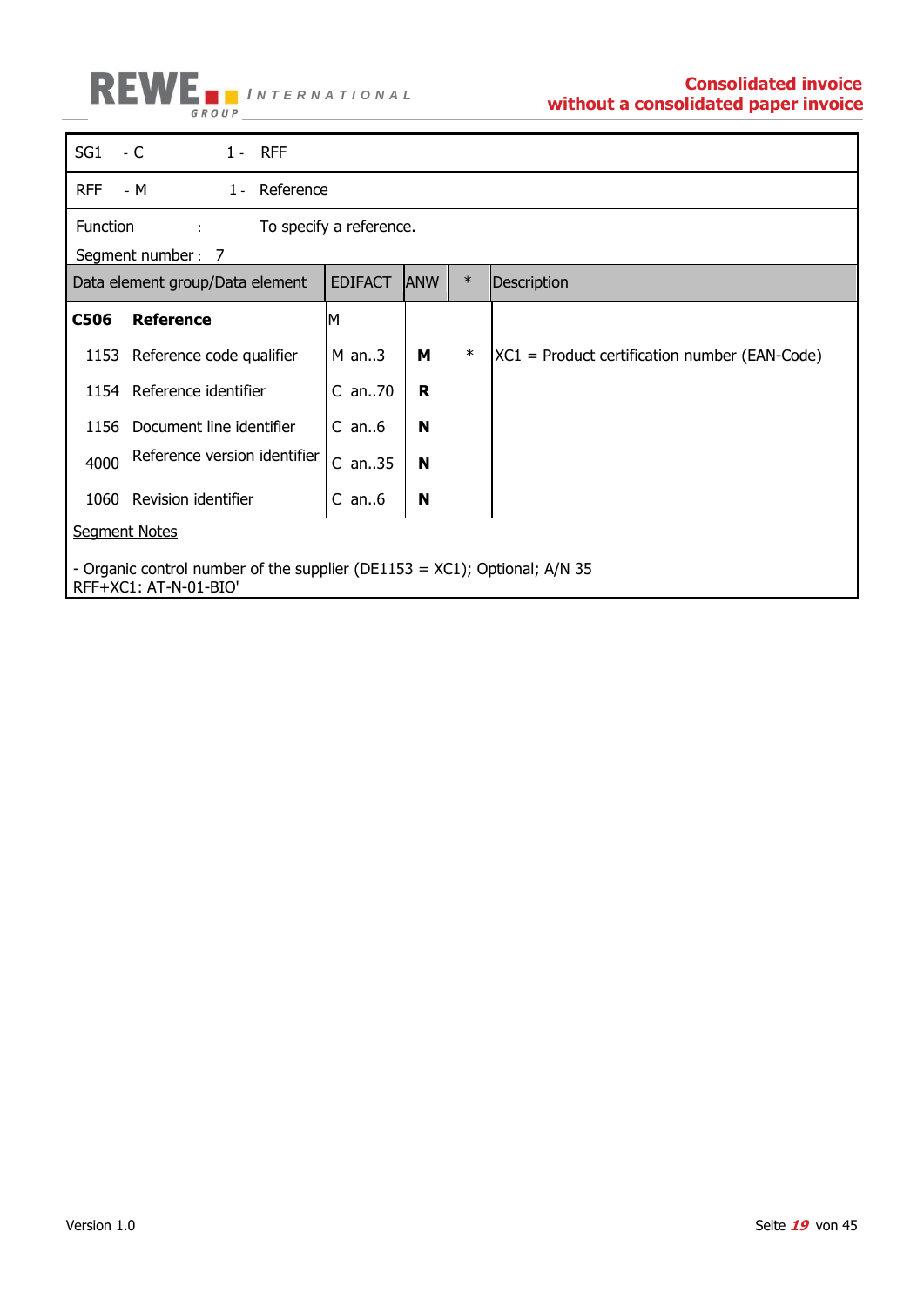| SG1 | - C | 1 - | RFF | | |
|---|---|---|---|---|---|
| RFF | - M | 1 - | Reference | | |

Function : To specify a reference.

Segment number : 7

| Data element group/Data element | EDIFACT | ANW | * | Description |
|---|---|---|---|---|
| **C506 Reference** | M | | | |
| 1153 Reference code qualifier | M an..3 | **M** | * | XC1 = Product certification number (EAN-Code) |
| 1154 Reference identifier | C an..70 | **R** | | |
| 1156 Document line identifier | C an..6 | **N** | | |
| 4000 Reference version identifier | C an..35 | **N** | | |
| 1060 Revision identifier | C an..6 | **N** | | |

Segment Notes

- Organic control number of the supplier (DE1153 = XC1); Optional; A/N 35
RFF+XC1: AT-N-01-BIO'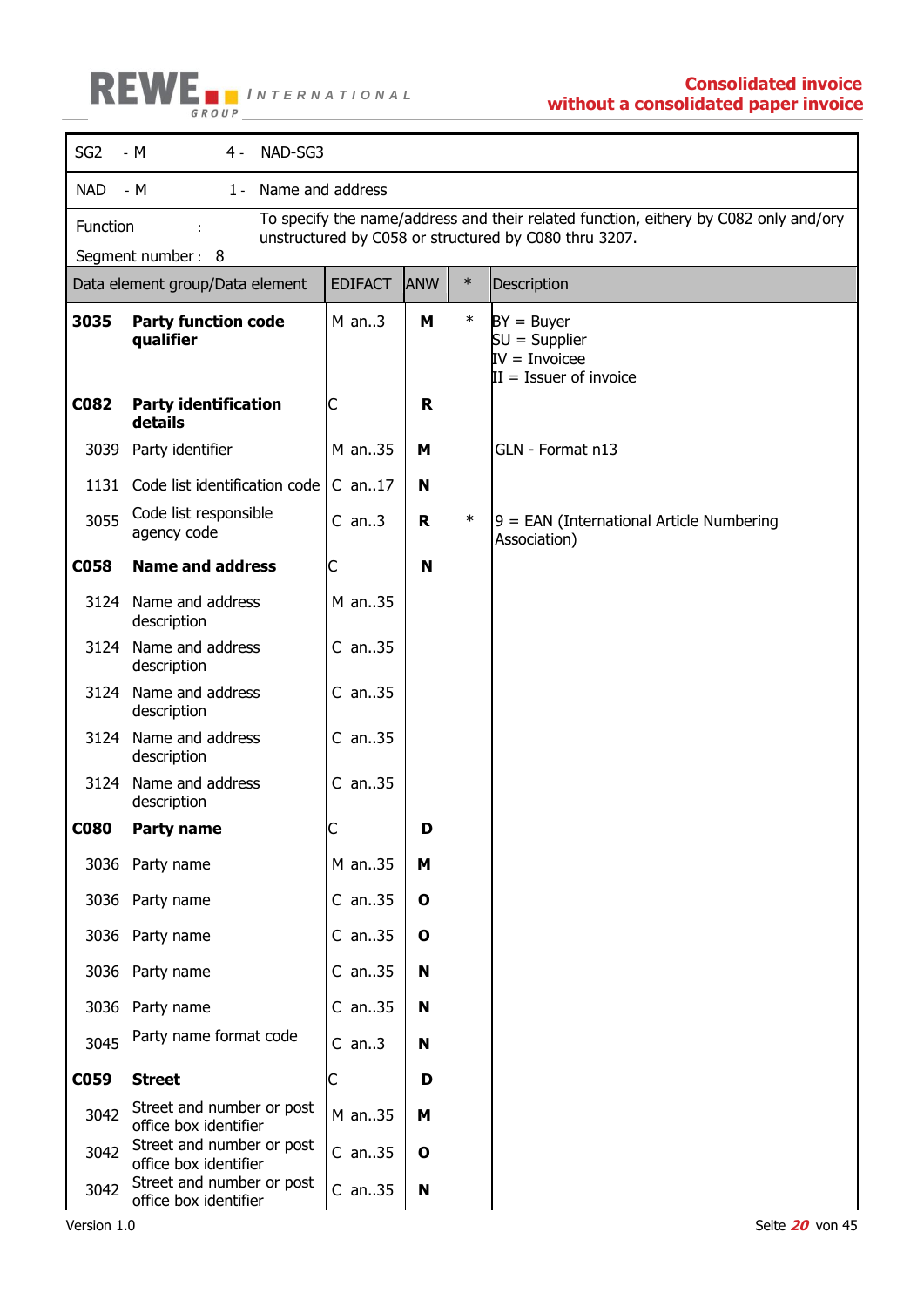| SG2 - M | 4 - | NAD-SG3 |
|---|---|---|
| NAD - M | 1 - | Name and address |

Function : To specify the name/address and their related function, eithery by C082 only and/ory unstructured by C058 or structured by C080 thru 3207.

Segment number : 8

| Data element group/Data element | | EDIFACT | ANW | * | Description |
|---|---|---|---|---|---|
| **3035** | **Party function code qualifier** | M an..3 | **M** | * | BY = Buyer<br>SU = Supplier<br>IV = Invoicee<br>II = Issuer of invoice |
| **C082** | **Party identification details** | C | **R** | | |
| 3039 | Party identifier | M an..35 | **M** | | GLN - Format n13 |
| 1131 | Code list identification code | C an..17 | **N** | | |
| 3055 | Code list responsible agency code | C an..3 | **R** | * | 9 = EAN (International Article Numbering Association) |
| **C058** | **Name and address** | C | **N** | | |
| 3124 | Name and address description | M an..35 | | | |
| 3124 | Name and address description | C an..35 | | | |
| 3124 | Name and address description | C an..35 | | | |
| 3124 | Name and address description | C an..35 | | | |
| 3124 | Name and address description | C an..35 | | | |
| **C080** | **Party name** | C | **D** | | |
| 3036 | Party name | M an..35 | **M** | | |
| 3036 | Party name | C an..35 | **O** | | |
| 3036 | Party name | C an..35 | **O** | | |
| 3036 | Party name | C an..35 | **N** | | |
| 3036 | Party name | C an..35 | **N** | | |
| 3045 | Party name format code | C an..3 | **N** | | |
| **C059** | **Street** | C | **D** | | |
| 3042 | Street and number or post office box identifier | M an..35 | **M** | | |
| 3042 | Street and number or post office box identifier | C an..35 | **O** | | |
| 3042 | Street and number or post office box identifier | C an..35 | **N** | | |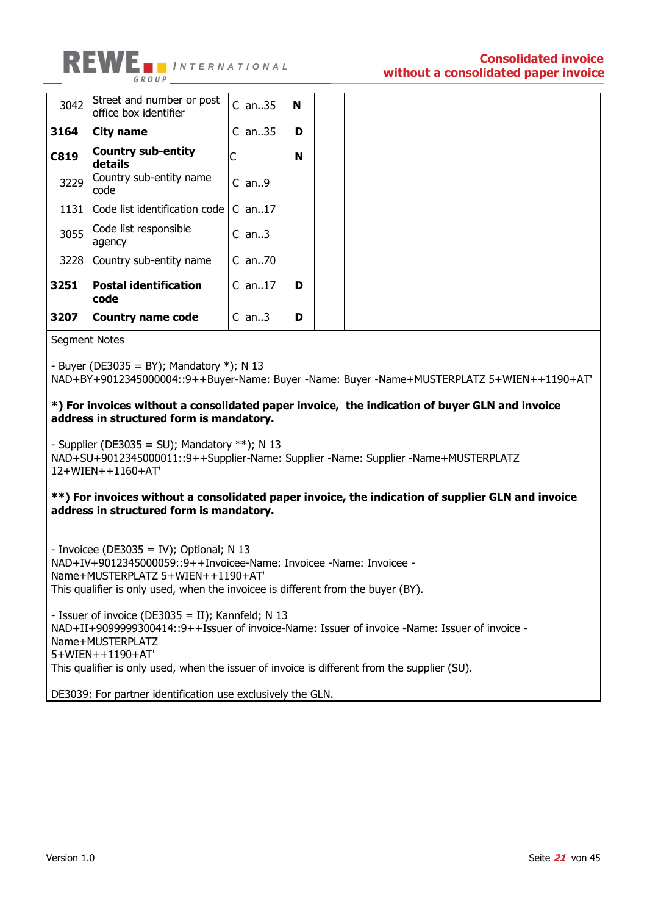| | | | | | |
|---|---|---|---|---|---|
| 3042 | Street and number or post office box identifier | C | an..35 | N | | |
| **3164** | **City name** | C | an..35 | **D** | | |
| **C819** | **Country sub-entity details** | C | | **N** | | |
| 3229 | Country sub-entity name code | C | an..9 | | | |
| 1131 | Code list identification code | C | an..17 | | | |
| 3055 | Code list responsible agency | C | an..3 | | | |
| 3228 | Country sub-entity name | C | an..70 | | | |
| **3251** | **Postal identification code** | C | an..17 | **D** | | |
| **3207** | **Country name code** | C | an..3 | **D** | | |

Segment Notes

- Buyer (DE3035 = BY); Mandatory *); N 13
NAD+BY+9012345000004::9++Buyer-Name: Buyer -Name: Buyer -Name+MUSTERPLATZ 5+WIEN++1190+AT'

**\*) For invoices without a consolidated paper invoice, the indication of buyer GLN and invoice address in structured form is mandatory.**

- Supplier (DE3035 = SU); Mandatory **); N 13
NAD+SU+9012345000011::9++Supplier-Name: Supplier -Name: Supplier -Name+MUSTERPLATZ 12+WIEN++1160+AT'

**\*\*) For invoices without a consolidated paper invoice, the indication of supplier GLN and invoice address in structured form is mandatory.**

- Invoicee (DE3035 = IV); Optional; N 13
NAD+IV+9012345000059::9++Invoicee-Name: Invoicee -Name: Invoicee -Name+MUSTERPLATZ 5+WIEN++1190+AT'
This qualifier is only used, when the invoicee is different from the buyer (BY).

- Issuer of invoice (DE3035 = II); Kannfeld; N 13
NAD+II+9099999300414::9++Issuer of invoice-Name: Issuer of invoice -Name: Issuer of invoice -Name+MUSTERPLATZ
5+WIEN++1190+AT'
This qualifier is only used, when the issuer of invoice is different from the supplier (SU).

DE3039: For partner identification use exclusively the GLN.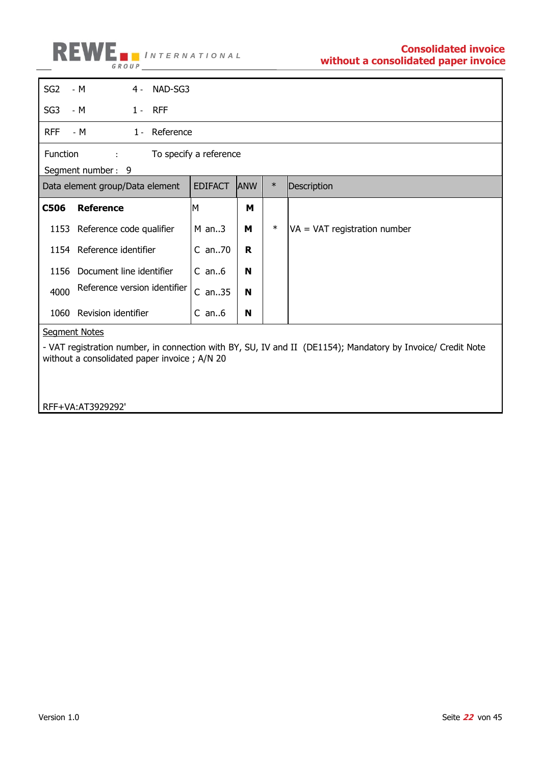| | | | |
|---|---|---|---|
| SG2 | - M | 4 - | NAD-SG3 |
| SG3 | - M | 1 - | RFF |

| | | | |
|---|---|---|---|
| RFF | - M | 1 - | Reference |

Function : To specify a reference

Segment number : 9

| Data element group/Data element | EDIFACT | ANW | * | Description |
|---|---|---|---|---|
| **C506 Reference** | M | **M** | | |
| 1153 Reference code qualifier | M an..3 | **M** | * | VA = VAT registration number |
| 1154 Reference identifier | C an..70 | **R** | | |
| 1156 Document line identifier | C an..6 | **N** | | |
| 4000 Reference version identifier | C an..35 | **N** | | |
| 1060 Revision identifier | C an..6 | **N** | | |

Segment Notes

- VAT registration number, in connection with BY, SU, IV and II (DE1154); Mandatory by Invoice/ Credit Note without a consolidated paper invoice ; A/N 20

RFF+VA:AT3929292'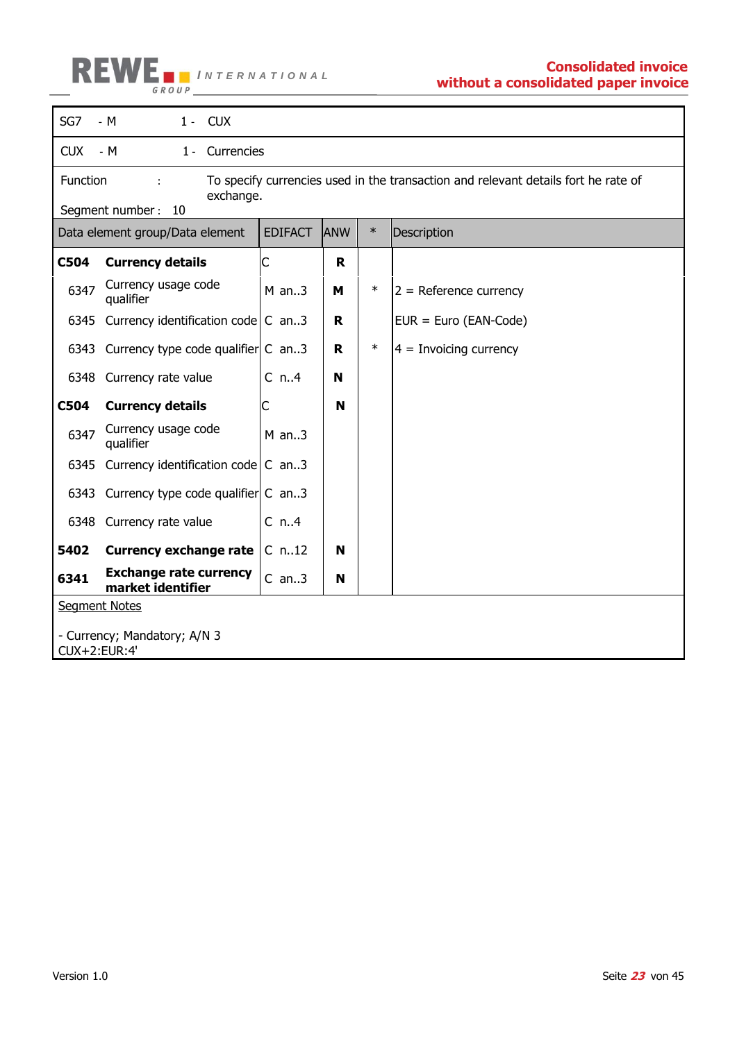| SG7 - M | 1 - CUX |
|---|---|

| CUX - M | 1 - Currencies |
|---|---|

Function : To specify currencies used in the transaction and relevant details fort he rate of exchange.

Segment number : 10

| Data element group/Data element | | EDIFACT | ANW | * | Description |
|---|---|---|---|---|---|
| **C504** | **Currency details** | C | **R** | | |
| 6347 | Currency usage code qualifier | M an..3 | **M** | * | 2 = Reference currency |
| 6345 | Currency identification code | C an..3 | **R** | | EUR = Euro (EAN-Code) |
| 6343 | Currency type code qualifier | C an..3 | **R** | * | 4 = Invoicing currency |
| 6348 | Currency rate value | C n..4 | **N** | | |
| **C504** | **Currency details** | C | **N** | | |
| 6347 | Currency usage code qualifier | M an..3 | | | |
| 6345 | Currency identification code | C an..3 | | | |
| 6343 | Currency type code qualifier | C an..3 | | | |
| 6348 | Currency rate value | C n..4 | | | |
| **5402** | **Currency exchange rate** | C n..12 | **N** | | |
| **6341** | **Exchange rate currency market identifier** | C an..3 | **N** | | |

Segment Notes

- Currency; Mandatory; A/N 3
CUX+2:EUR:4'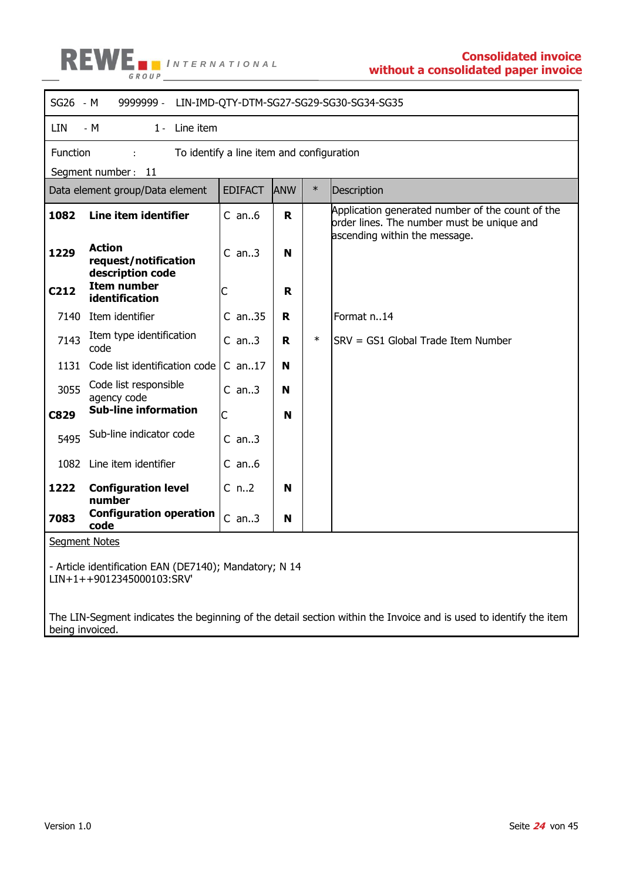| SG26 - M | 9999999 - | LIN-IMD-QTY-DTM-SG27-SG29-SG30-SG34-SG35 | | |
|---|---|---|---|---|
| LIN - M | 1 - | Line item | | |

Function : To identify a line item and configuration

Segment number : 11

| Data element group/Data element | | EDIFACT | ANW | * | Description |
|---|---|---|---|---|---|
| **1082** | **Line item identifier** | C an..6 | **R** | | Application generated number of the count of the order lines. The number must be unique and ascending within the message. |
| **1229** | **Action request/notification description code** | C an..3 | **N** | | |
| **C212** | **Item number identification** | C | **R** | | |
| 7140 | Item identifier | C an..35 | **R** | | Format n..14 |
| 7143 | Item type identification code | C an..3 | **R** | * | SRV = GS1 Global Trade Item Number |
| 1131 | Code list identification code | C an..17 | **N** | | |
| 3055 | Code list responsible agency code | C an..3 | **N** | | |
| **C829** | **Sub-line information** | C | **N** | | |
| 5495 | Sub-line indicator code | C an..3 | | | |
| 1082 | Line item identifier | C an..6 | | | |
| **1222** | **Configuration level number** | C n..2 | **N** | | |
| **7083** | **Configuration operation code** | C an..3 | **N** | | |

Segment Notes

- Article identification EAN (DE7140); Mandatory; N 14
LIN+1++9012345000103:SRV'

The LIN-Segment indicates the beginning of the detail section within the Invoice and is used to identify the item being invoiced.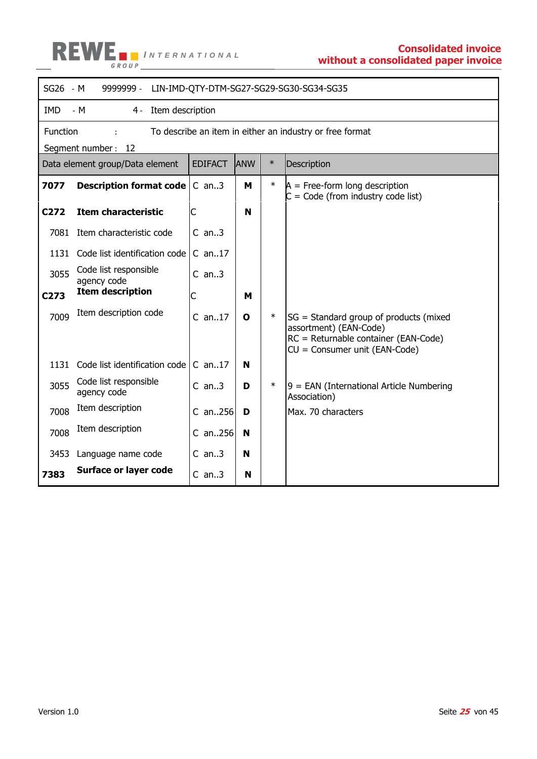| SG26 - M | 9999999 - | LIN-IMD-QTY-DTM-SG27-SG29-SG30-SG34-SG35 | | |
|---|---|---|---|---|
| IMD - M | 4 - | Item description | | |
| Function : | | To describe an item in either an industry or free format | | |
| Segment number : 12 | | | | |

| Data element group/Data element | | EDIFACT | ANW | * | Description |
|---|---|---|---|---|---|
| **7077** | **Description format code** | C an..3 | **M** | * | A = Free-form long description<br>C = Code (from industry code list) |
| **C272** | **Item characteristic** | C | **N** | | |
| 7081 | Item characteristic code | C an..3 | | | |
| 1131 | Code list identification code | C an..17 | | | |
| 3055 | Code list responsible agency code | C an..3 | | | |
| **C273** | **Item description** | C | **M** | | |
| 7009 | Item description code | C an..17 | **O** | * | SG = Standard group of products (mixed assortment) (EAN-Code)<br>RC = Returnable container (EAN-Code)<br>CU = Consumer unit (EAN-Code) |
| 1131 | Code list identification code | C an..17 | **N** | | |
| 3055 | Code list responsible agency code | C an..3 | **D** | * | 9 = EAN (International Article Numbering Association) |
| 7008 | Item description | C an..256 | **D** | | Max. 70 characters |
| 7008 | Item description | C an..256 | **N** | | |
| 3453 | Language name code | C an..3 | **N** | | |
| **7383** | **Surface or layer code** | C an..3 | **N** | | |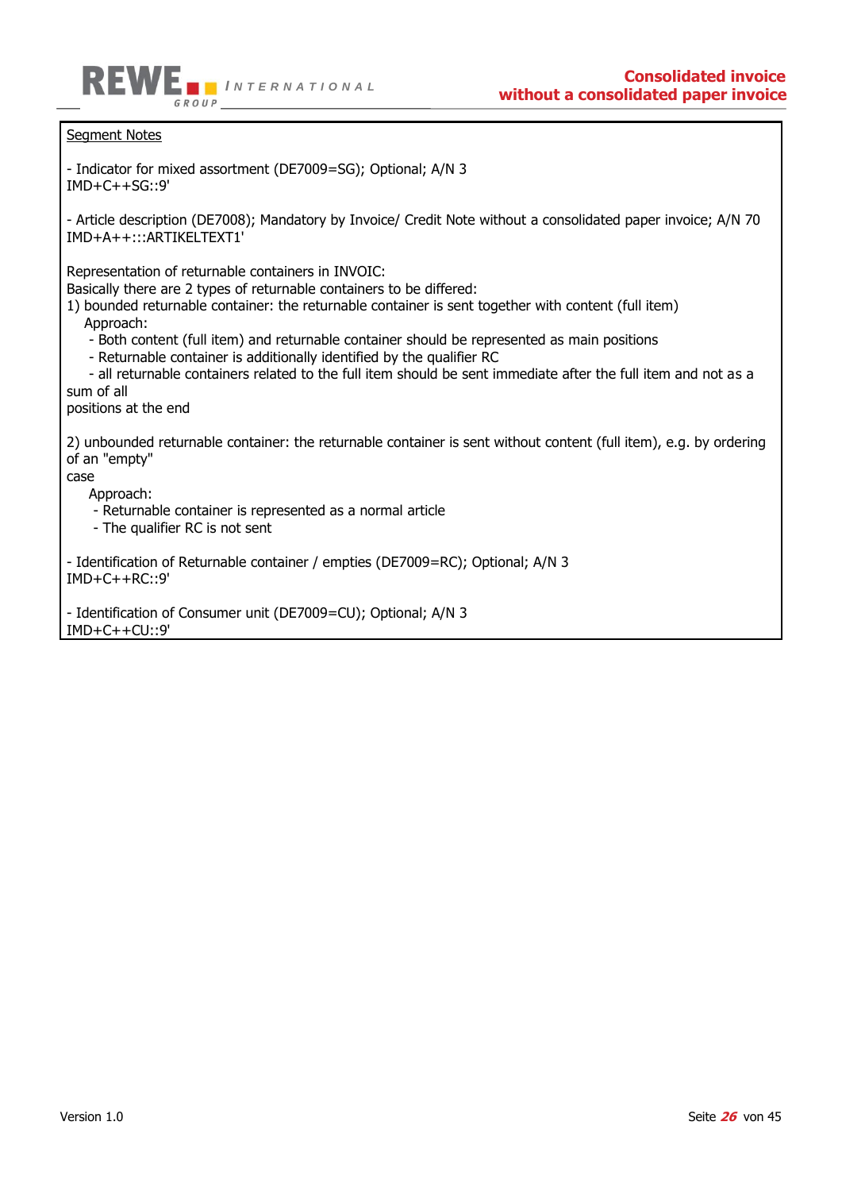Segment Notes

- Indicator for mixed assortment (DE7009=SG); Optional; A/N 3
IMD+C++SG::9'

- Article description (DE7008); Mandatory by Invoice/ Credit Note without a consolidated paper invoice; A/N 70
IMD+A++:::ARTIKELTEXT1'

Representation of returnable containers in INVOIC:
Basically there are 2 types of returnable containers to be differed:
1) bounded returnable container: the returnable container is sent together with content (full item)
Approach:
- Both content (full item) and returnable container should be represented as main positions
- Returnable container is additionally identified by the qualifier RC
- all returnable containers related to the full item should be sent immediate after the full item and not as a sum of all
positions at the end

2) unbounded returnable container: the returnable container is sent without content (full item), e.g. by ordering of an "empty"
case
Approach:
- Returnable container is represented as a normal article
- The qualifier RC is not sent

- Identification of Returnable container / empties (DE7009=RC); Optional; A/N 3
IMD+C++RC::9'

- Identification of Consumer unit (DE7009=CU); Optional; A/N 3
IMD+C++CU::9'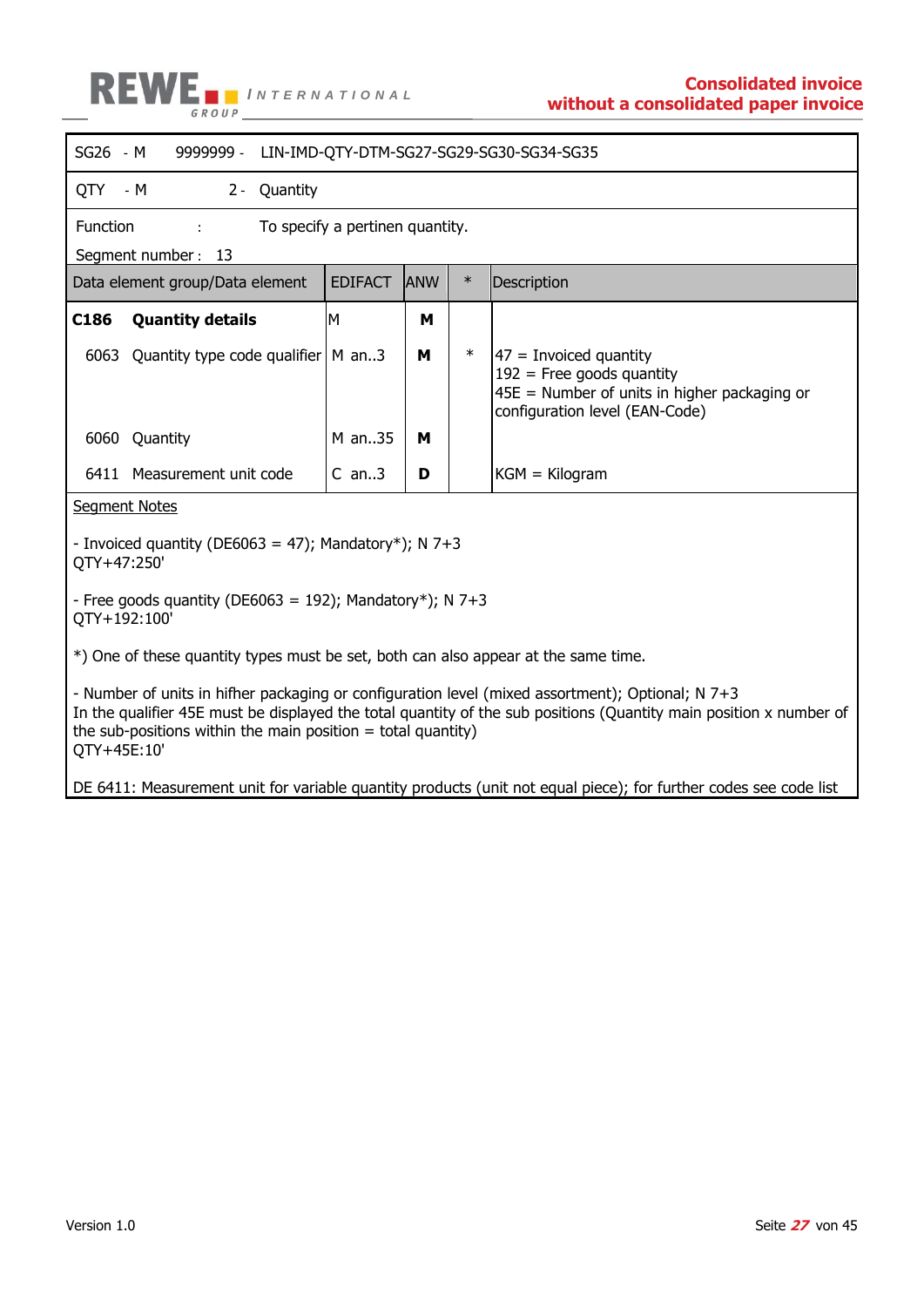| SG26 - M | 9999999 - LIN-IMD-QTY-DTM-SG27-SG29-SG30-SG34-SG35 | | | |
|---|---|---|---|---|
| QTY - M | 2 - Quantity | | | |

Function : To specify a pertinen quantity.

Segment number : 13

| Data element group/Data element | EDIFACT | ANW | * | Description |
|---|---|---|---|---|
| **C186 Quantity details** | M | **M** | | |
| 6063 Quantity type code qualifier | M an..3 | **M** | * | 47 = Invoiced quantity<br>192 = Free goods quantity<br>45E = Number of units in higher packaging or configuration level (EAN-Code) |
| 6060 Quantity | M an..35 | **M** | | |
| 6411 Measurement unit code | C an..3 | **D** | | KGM = Kilogram |

Segment Notes

- Invoiced quantity (DE6063 = 47); Mandatory*); N 7+3
QTY+47:250'

- Free goods quantity (DE6063 = 192); Mandatory*); N 7+3
QTY+192:100'

*) One of these quantity types must be set, both can also appear at the same time.

- Number of units in hifher packaging or configuration level (mixed assortment); Optional; N 7+3
In the qualifier 45E must be displayed the total quantity of the sub positions (Quantity main position x number of the sub-positions within the main position = total quantity)
QTY+45E:10'

DE 6411: Measurement unit for variable quantity products (unit not equal piece); for further codes see code list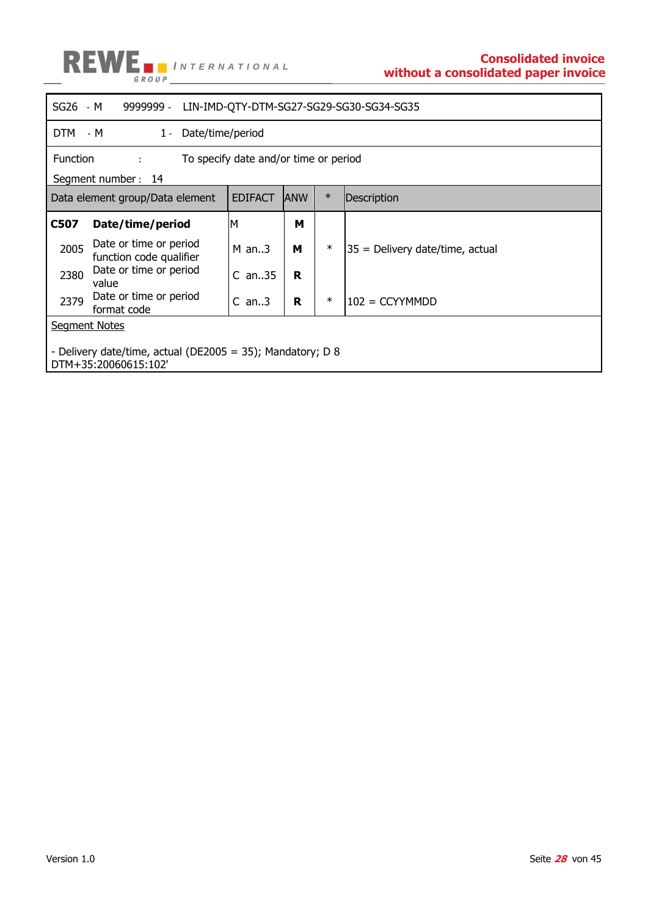| SG26 - M | 9999999 - | LIN-IMD-QTY-DTM-SG27-SG29-SG30-SG34-SG35 |
|---|---|---|
| DTM - M | 1 - | Date/time/period |

Function : To specify date and/or time or period

Segment number : 14

| Data element group/Data element | | EDIFACT | ANW | * | Description |
|---|---|---|---|---|---|
| **C507** | **Date/time/period** | M | **M** | | |
| 2005 | Date or time or period function code qualifier | M an..3 | **M** | * | 35 = Delivery date/time, actual |
| 2380 | Date or time or period value | C an..35 | **R** | | |
| 2379 | Date or time or period format code | C an..3 | **R** | * | 102 = CCYYMMDD |

Segment Notes

- Delivery date/time, actual (DE2005 = 35); Mandatory; D 8
DTM+35:20060615:102'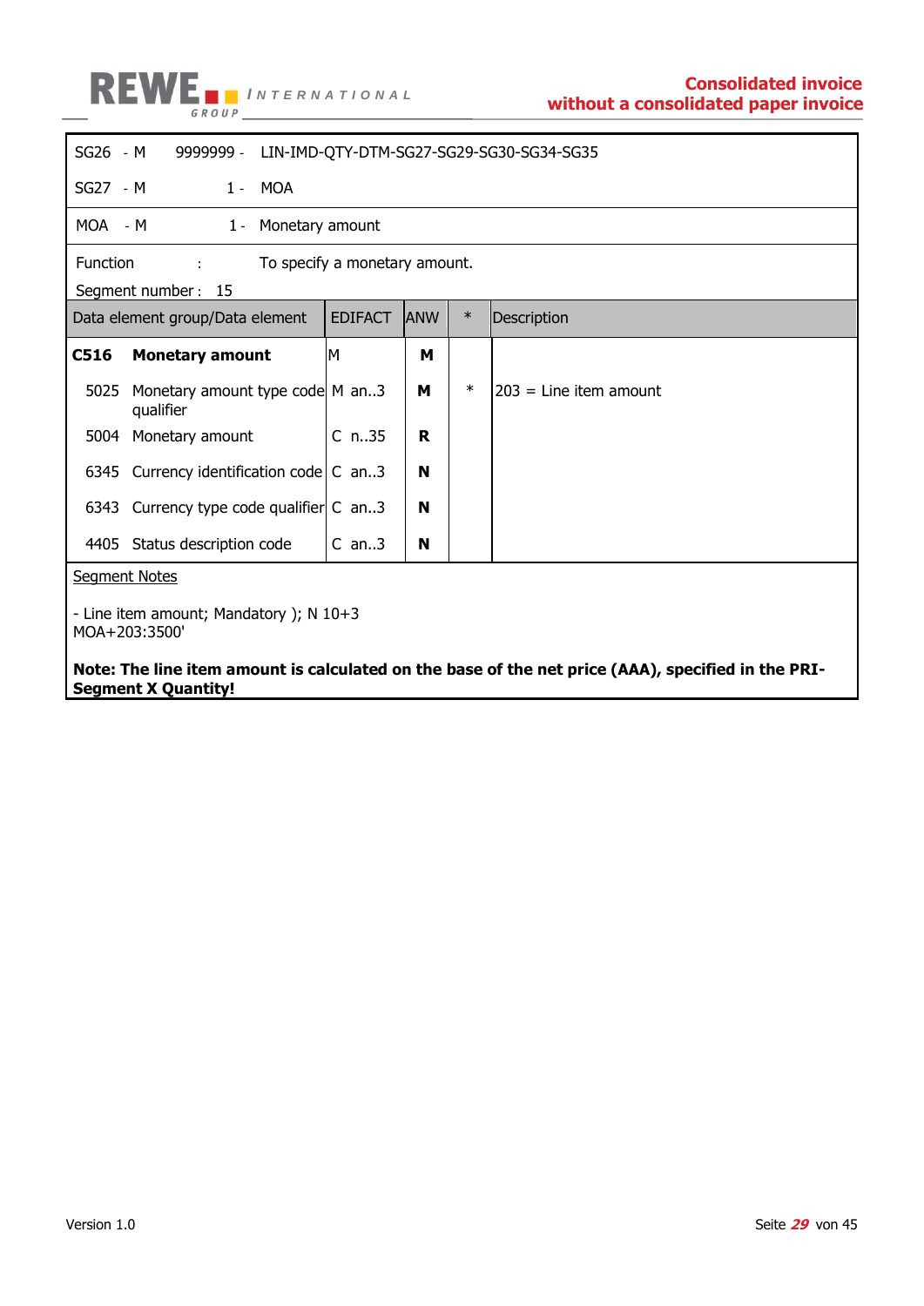SG26 - M 9999999 - LIN-IMD-QTY-DTM-SG27-SG29-SG30-SG34-SG35

SG27 - M 1 - MOA

MOA - M 1 - Monetary amount

Function : To specify a monetary amount.

Segment number : 15

| Data element group/Data element | EDIFACT | ANW | * | Description |
|---|---|---|---|---|
| **C516 Monetary amount** | M | **M** | | |
| 5025 Monetary amount type code qualifier | M an..3 | **M** | * | 203 = Line item amount |
| 5004 Monetary amount | C n..35 | **R** | | |
| 6345 Currency identification code | C an..3 | **N** | | |
| 6343 Currency type code qualifier | C an..3 | **N** | | |
| 4405 Status description code | C an..3 | **N** | | |

Segment Notes

- Line item amount; Mandatory ); N 10+3
MOA+203:3500'

**Note: The line item amount is calculated on the base of the net price (AAA), specified in the PRI-Segment X Quantity!**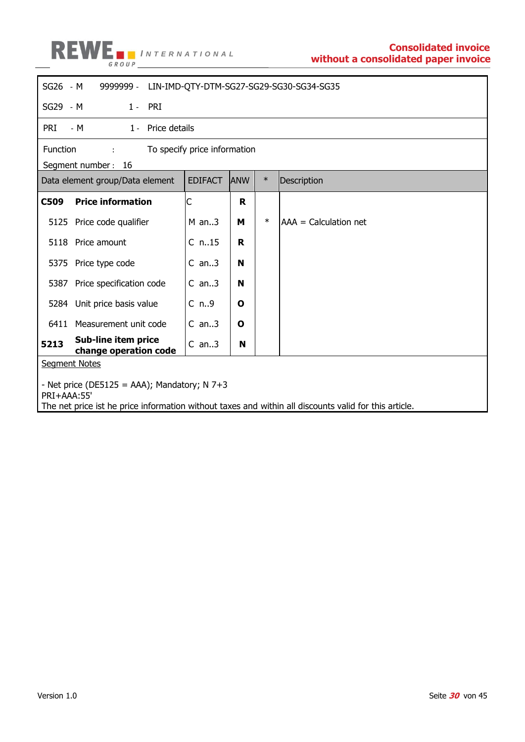| | | | |
|---|---|---|---|
| SG26 | - M | 9999999 - | LIN-IMD-QTY-DTM-SG27-SG29-SG30-SG34-SG35 |
| SG29 | - M | 1 - | PRI |

| | | | |
|---|---|---|---|
| PRI | - M | 1 - | Price details |

Function : To specify price information

Segment number : 16

| Data element group/Data element | EDIFACT | ANW | * | Description |
|---|---|---|---|---|
| **C509 Price information** | C | **R** | | |
| 5125 Price code qualifier | M an..3 | **M** | * | AAA = Calculation net |
| 5118 Price amount | C n..15 | **R** | | |
| 5375 Price type code | C an..3 | **N** | | |
| 5387 Price specification code | C an..3 | **N** | | |
| 5284 Unit price basis value | C n..9 | **O** | | |
| 6411 Measurement unit code | C an..3 | **O** | | |
| **5213 Sub-line item price change operation code** | C an..3 | **N** | | |

Segment Notes

- Net price (DE5125 = AAA); Mandatory; N 7+3
PRI+AAA:55'
The net price ist he price information without taxes and within all discounts valid for this article.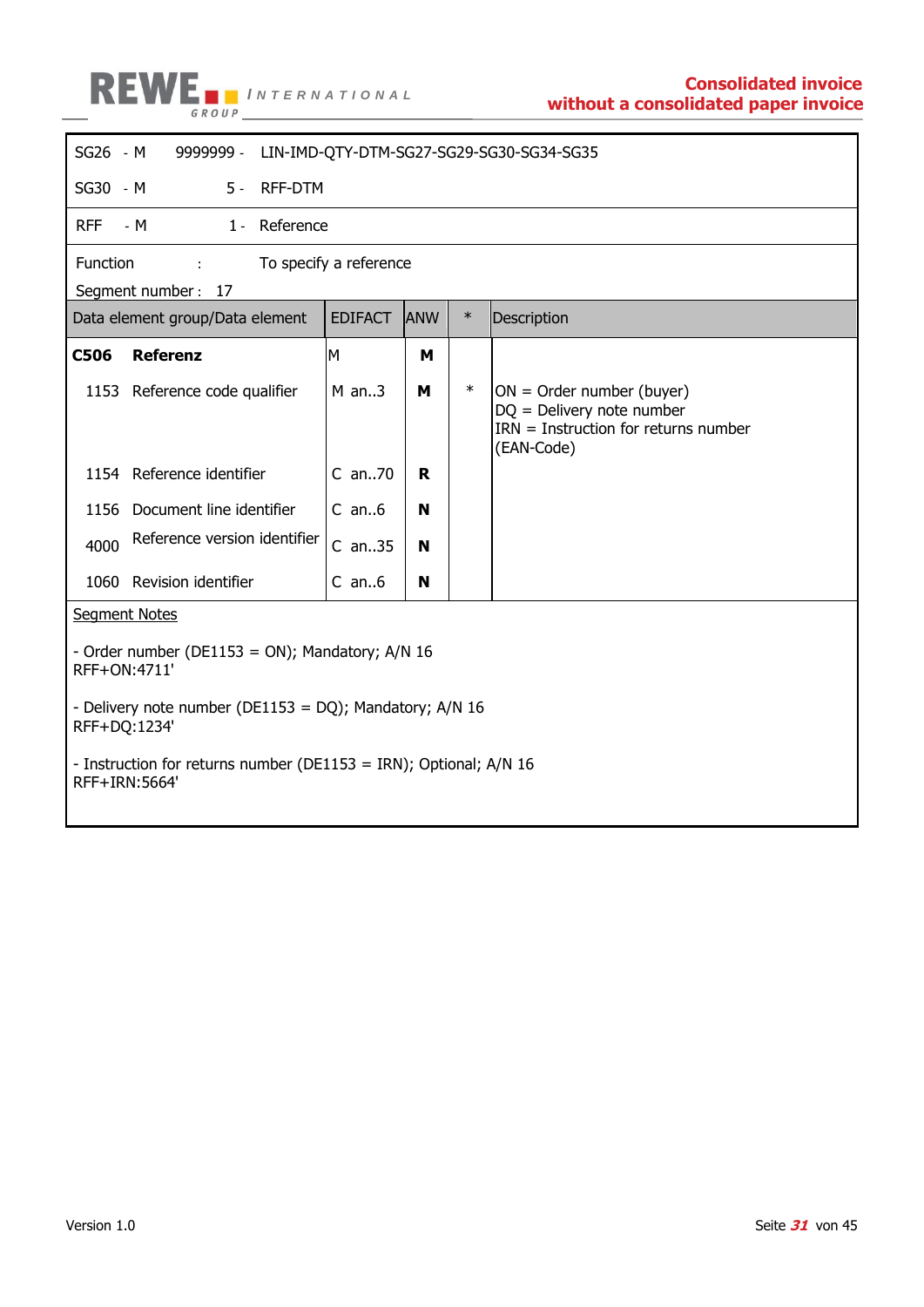| | | |
|---|---|---|
| SG26 - M | 9999999 - | LIN-IMD-QTY-DTM-SG27-SG29-SG30-SG34-SG35 |
| SG30 - M | 5 - | RFF-DTM |

| | | |
|---|---|---|
| RFF - M | 1 - | Reference |

Function : To specify a reference

Segment number : 17

| Data element group/Data element | EDIFACT | ANW | * | Description |
|---|---|---|---|---|
| **C506 Referenz** | M | **M** | | |
| 1153 Reference code qualifier | M an..3 | **M** | * | ON = Order number (buyer)<br>DQ = Delivery note number<br>IRN = Instruction for returns number (EAN-Code) |
| 1154 Reference identifier | C an..70 | **R** | | |
| 1156 Document line identifier | C an..6 | **N** | | |
| 4000 Reference version identifier | C an..35 | **N** | | |
| 1060 Revision identifier | C an..6 | **N** | | |

Segment Notes

- Order number (DE1153 = ON); Mandatory; A/N 16
RFF+ON:4711'

- Delivery note number (DE1153 = DQ); Mandatory; A/N 16
RFF+DQ:1234'

- Instruction for returns number (DE1153 = IRN); Optional; A/N 16
RFF+IRN:5664'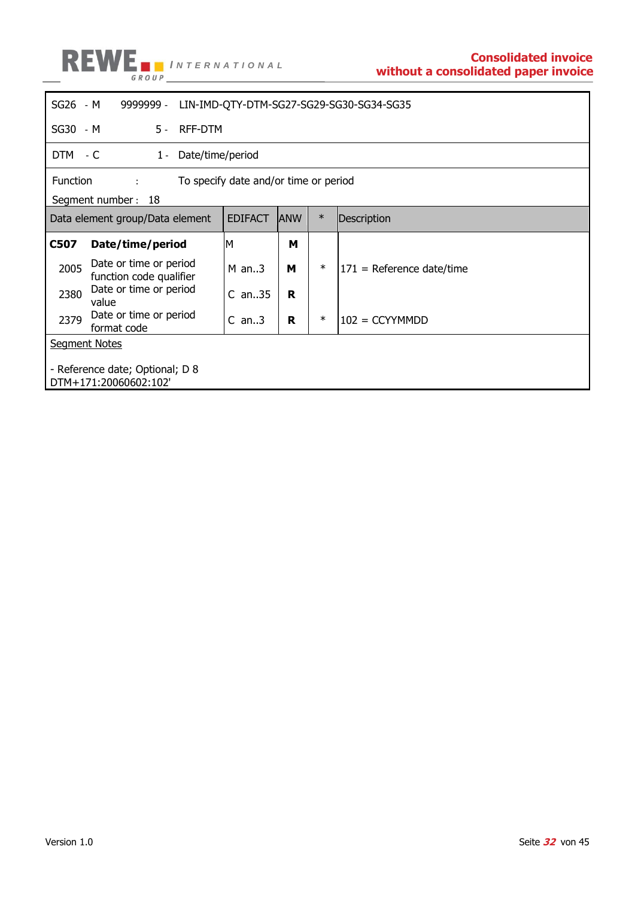| | | | |
|---|---|---|---|
| SG26 | - M | 9999999 - | LIN-IMD-QTY-DTM-SG27-SG29-SG30-SG34-SG35 |
| SG30 | - M | 5 - | RFF-DTM |
| DTM | - C | 1 - | Date/time/period |

Function : To specify date and/or time or period

Segment number : 18

| Data element group/Data element | | EDIFACT | ANW | * | Description |
|---|---|---|---|---|---|
| **C507** | **Date/time/period** | M | **M** | | |
| 2005 | Date or time or period function code qualifier | M an..3 | **M** | * | 171 = Reference date/time |
| 2380 | Date or time or period value | C an..35 | **R** | | |
| 2379 | Date or time or period format code | C an..3 | **R** | * | 102 = CCYYMMDD |

Segment Notes

- Reference date; Optional; D 8

DTM+171:20060602:102'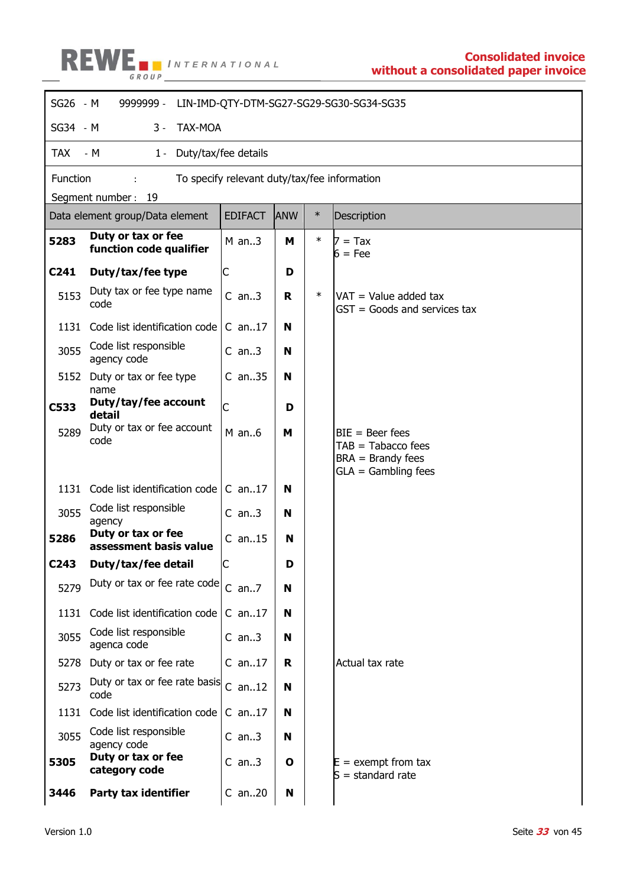SG26 - M 9999999 - LIN-IMD-QTY-DTM-SG27-SG29-SG30-SG34-SG35

SG34 - M 3 - TAX-MOA

TAX - M 1 - Duty/tax/fee details

Function : To specify relevant duty/tax/fee information

Segment number : 19

| Data element group/Data element | | EDIFACT | ANW | * | Description |
|---|---|---|---|---|---|
| **5283** | **Duty or tax or fee function code qualifier** | M an..3 | **M** | * | 7 = Tax<br>6 = Fee |
| **C241** | **Duty/tax/fee type** | C | **D** | | |
| 5153 | Duty tax or fee type name code | C an..3 | **R** | * | VAT = Value added tax<br>GST = Goods and services tax |
| 1131 | Code list identification code | C an..17 | **N** | | |
| 3055 | Code list responsible agency code | C an..3 | **N** | | |
| 5152 | Duty or tax or fee type name | C an..35 | **N** | | |
| **C533** | **Duty/tay/fee account detail** | C | **D** | | |
| 5289 | Duty or tax or fee account code | M an..6 | **M** | | BIE = Beer fees<br>TAB = Tabacco fees<br>BRA = Brandy fees<br>GLA = Gambling fees |
| 1131 | Code list identification code | C an..17 | **N** | | |
| 3055 | Code list responsible agency | C an..3 | **N** | | |
| **5286** | **Duty or tax or fee assessment basis value** | C an..15 | **N** | | |
| **C243** | **Duty/tax/fee detail** | C | **D** | | |
| 5279 | Duty or tax or fee rate code | C an..7 | **N** | | |
| 1131 | Code list identification code | C an..17 | **N** | | |
| 3055 | Code list responsible agenca code | C an..3 | **N** | | |
| 5278 | Duty or tax or fee rate | C an..17 | **R** | | Actual tax rate |
| 5273 | Duty or tax or fee rate basis code | C an..12 | **N** | | |
| 1131 | Code list identification code | C an..17 | **N** | | |
| 3055 | Code list responsible agency code | C an..3 | **N** | | |
| **5305** | **Duty or tax or fee category code** | C an..3 | **O** | | E = exempt from tax<br>S = standard rate |
| **3446** | **Party tax identifier** | C an..20 | **N** | | |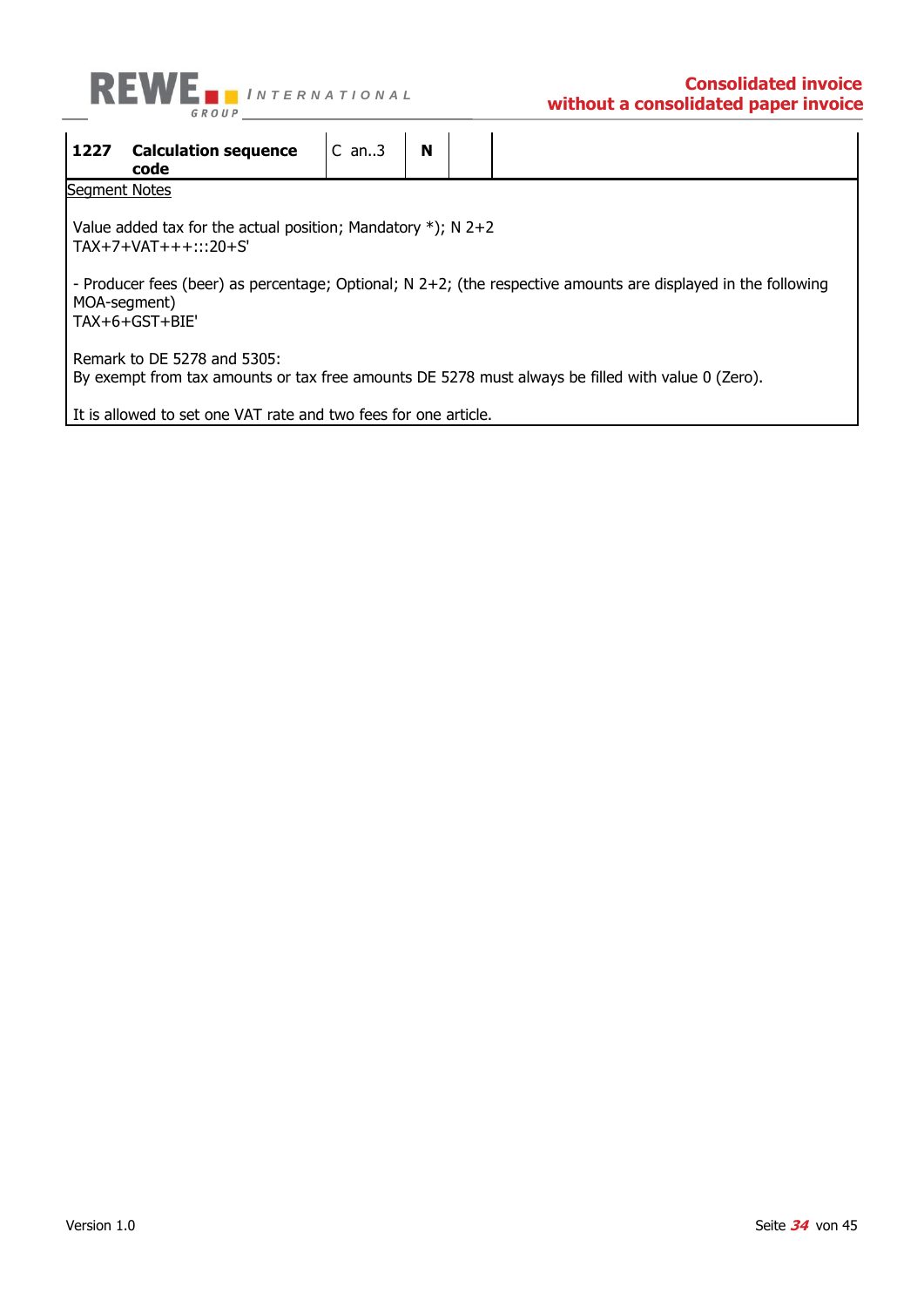| 1227 | Calculation sequence code | C an..3 | N | | |
|---|---|---|---|---|---|

Segment Notes

Value added tax for the actual position; Mandatory *); N 2+2
TAX+7+VAT+++:::20+S'

- Producer fees (beer) as percentage; Optional; N 2+2; (the respective amounts are displayed in the following MOA-segment)
TAX+6+GST+BIE'

Remark to DE 5278 and 5305:
By exempt from tax amounts or tax free amounts DE 5278 must always be filled with value 0 (Zero).

It is allowed to set one VAT rate and two fees for one article.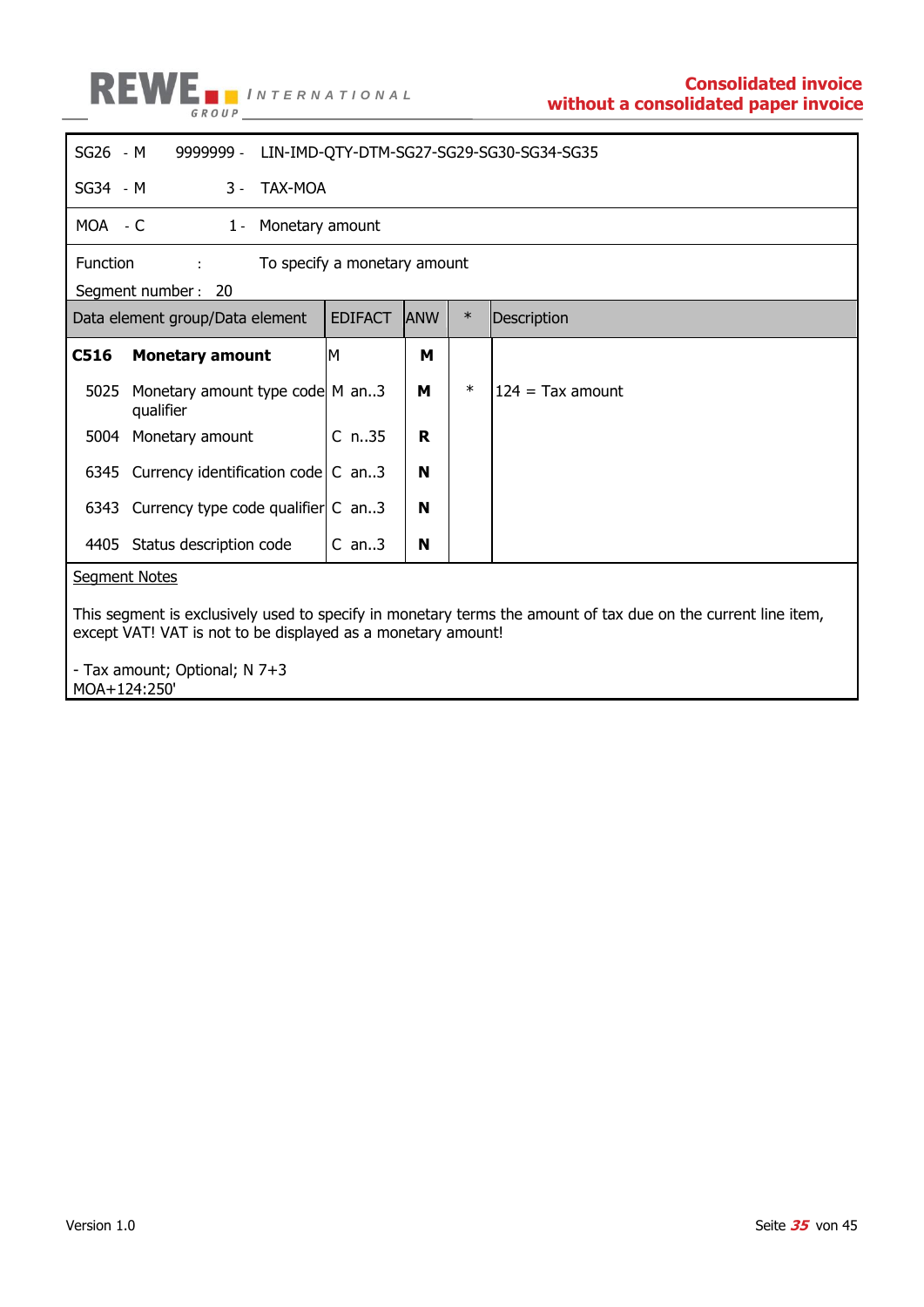| | | | |
|---|---|---|---|
| SG26 | - M | 9999999 - | LIN-IMD-QTY-DTM-SG27-SG29-SG30-SG34-SG35 |
| SG34 | - M | 3 - | TAX-MOA |
| MOA | - C | 1 - | Monetary amount |

Function : To specify a monetary amount

Segment number : 20

| Data element group/Data element | | EDIFACT | ANW | * | Description |
|---|---|---|---|---|---|
| **C516** | **Monetary amount** | M | **M** | | |
| 5025 | Monetary amount type code qualifier | M an..3 | **M** | * | 124 = Tax amount |
| 5004 | Monetary amount | C n..35 | **R** | | |
| 6345 | Currency identification code | C an..3 | **N** | | |
| 6343 | Currency type code qualifier | C an..3 | **N** | | |
| 4405 | Status description code | C an..3 | **N** | | |

Segment Notes

This segment is exclusively used to specify in monetary terms the amount of tax due on the current line item, except VAT! VAT is not to be displayed as a monetary amount!

- Tax amount; Optional; N 7+3
MOA+124:250'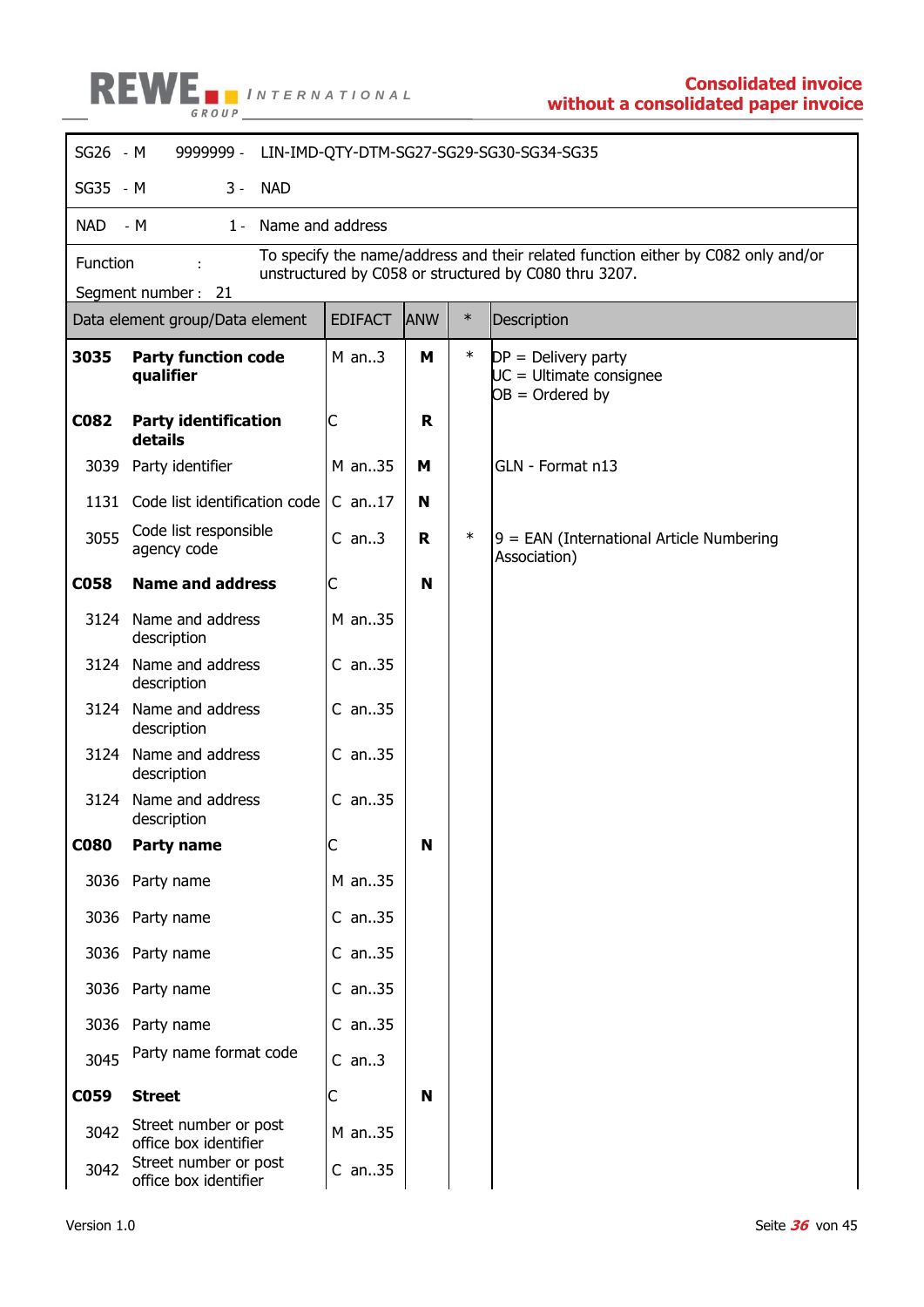| | | | |
|---|---|---|---|
| SG26 | - M | 9999999 - | LIN-IMD-QTY-DTM-SG27-SG29-SG30-SG34-SG35 |
| SG35 | - M | 3 - | NAD |
| NAD | - M | 1 - | Name and address |

Function : To specify the name/address and their related function either by C082 only and/or unstructured by C058 or structured by C080 thru 3207.

Segment number : 21

| Data element group/Data element | | EDIFACT | ANW | * | Description |
|---|---|---|---|---|---|
| **3035** | **Party function code qualifier** | M an..3 | **M** | * | DP = Delivery party<br>UC = Ultimate consignee<br>OB = Ordered by |
| **C082** | **Party identification details** | C | **R** | | |
| 3039 | Party identifier | M an..35 | **M** | | GLN - Format n13 |
| 1131 | Code list identification code | C an..17 | **N** | | |
| 3055 | Code list responsible agency code | C an..3 | **R** | * | 9 = EAN (International Article Numbering Association) |
| **C058** | **Name and address** | C | **N** | | |
| 3124 | Name and address description | M an..35 | | | |
| 3124 | Name and address description | C an..35 | | | |
| 3124 | Name and address description | C an..35 | | | |
| 3124 | Name and address description | C an..35 | | | |
| 3124 | Name and address description | C an..35 | | | |
| **C080** | **Party name** | C | **N** | | |
| 3036 | Party name | M an..35 | | | |
| 3036 | Party name | C an..35 | | | |
| 3036 | Party name | C an..35 | | | |
| 3036 | Party name | C an..35 | | | |
| 3036 | Party name | C an..35 | | | |
| 3045 | Party name format code | C an..3 | | | |
| **C059** | **Street** | C | **N** | | |
| 3042 | Street number or post office box identifier | M an..35 | | | |
| 3042 | Street number or post office box identifier | C an..35 | | | |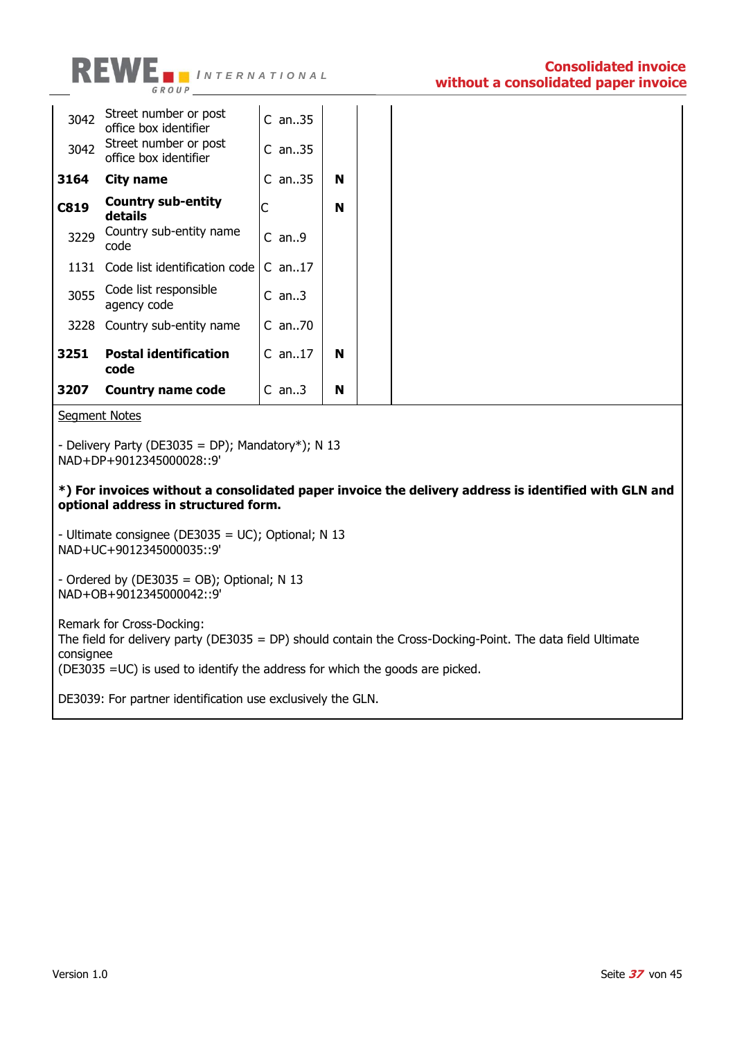| | | | | | |
|---|---|---|---|---|---|
| 3042 | Street number or post office box identifier | C | an..35 | | |
| 3042 | Street number or post office box identifier | C | an..35 | | |
| **3164** | **City name** | C | an..35 | **N** | |
| **C819** | **Country sub-entity details** | C | | **N** | |
| 3229 | Country sub-entity name code | C | an..9 | | |
| 1131 | Code list identification code | C | an..17 | | |
| 3055 | Code list responsible agency code | C | an..3 | | |
| 3228 | Country sub-entity name | C | an..70 | | |
| **3251** | **Postal identification code** | C | an..17 | **N** | |
| **3207** | **Country name code** | C | an..3 | **N** | |

Segment Notes

- Delivery Party (DE3035 = DP); Mandatory*); N 13
NAD+DP+9012345000028::9'

**\*) For invoices without a consolidated paper invoice the delivery address is identified with GLN and optional address in structured form.**

- Ultimate consignee (DE3035 = UC); Optional; N 13
NAD+UC+9012345000035::9'

- Ordered by (DE3035 = OB); Optional; N 13
NAD+OB+9012345000042::9'

Remark for Cross-Docking:
The field for delivery party (DE3035 = DP) should contain the Cross-Docking-Point. The data field Ultimate consignee
(DE3035 =UC) is used to identify the address for which the goods are picked.

DE3039: For partner identification use exclusively the GLN.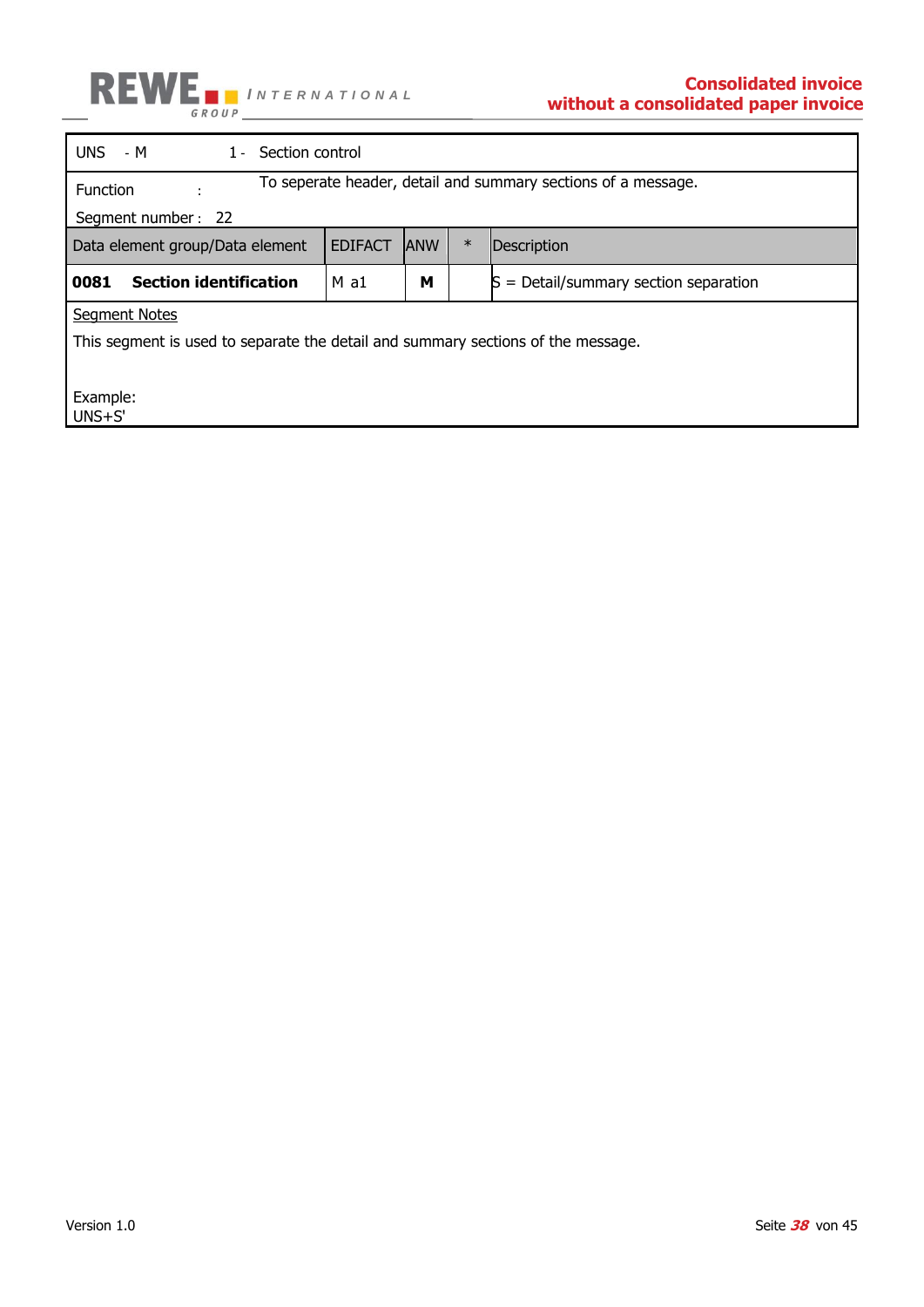| UNS - M | 1 - Section control | | | |
|---|---|---|---|---|
| Function : | To seperate header, detail and summary sections of a message. | | | |
| Segment number : 22 | | | | |
| Data element group/Data element | EDIFACT | ANW | * | Description |
| **0081 Section identification** | M a1 | **M** | | S = Detail/summary section separation |

<u>Segment Notes</u>

This segment is used to separate the detail and summary sections of the message.

Example:
UNS+S'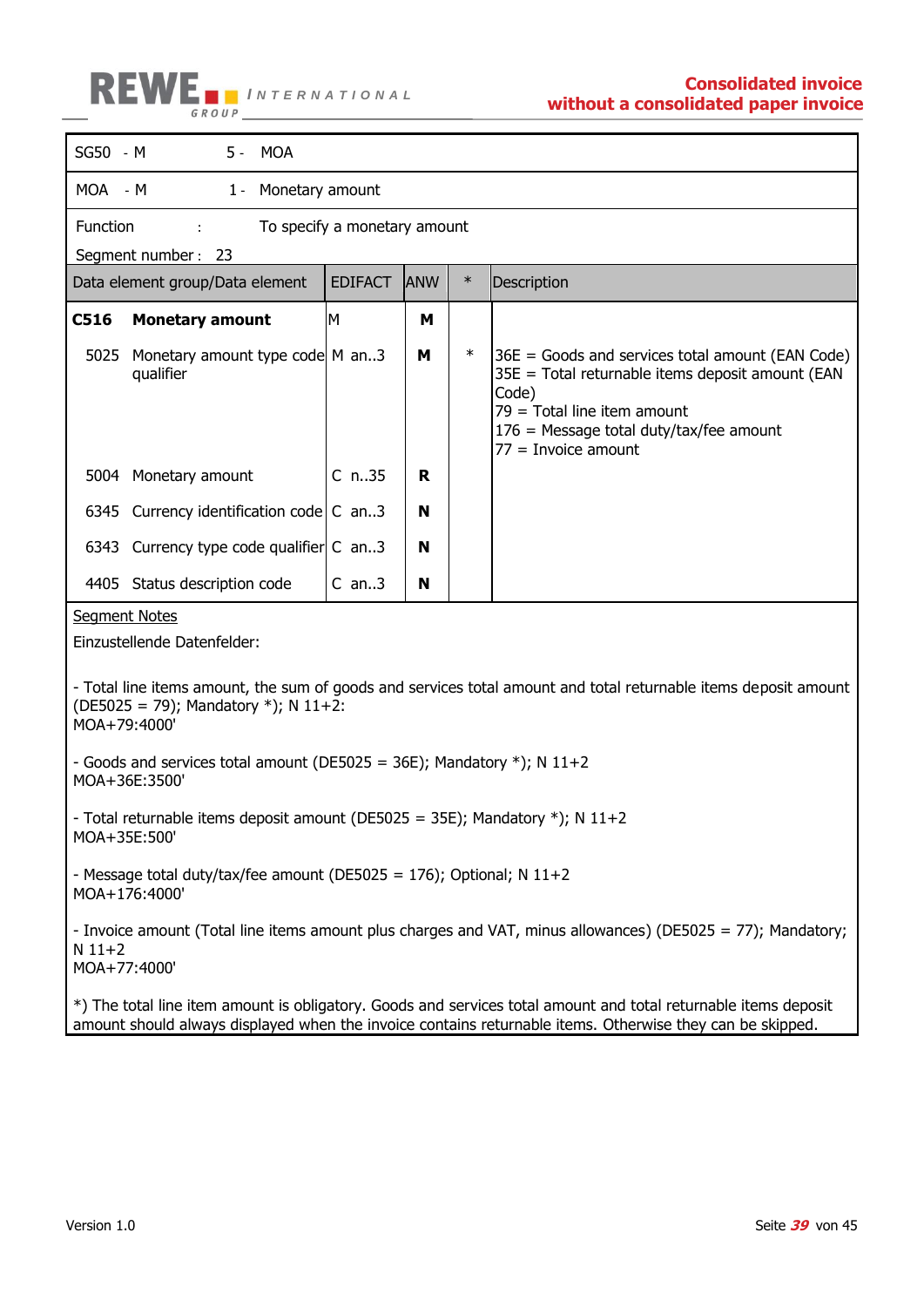| SG50 - M | 5 - MOA | | | |
|---|---|---|---|---|
| MOA - M | 1 - Monetary amount | | | |

Function : To specify a monetary amount

Segment number : 23

| Data element group/Data element | EDIFACT | ANW | * | Description |
|---|---|---|---|---|
| **C516 Monetary amount** | M | **M** | | |
| 5025 Monetary amount type code qualifier | M an..3 | **M** | * | 36E = Goods and services total amount (EAN Code)<br>35E = Total returnable items deposit amount (EAN Code)<br>79 = Total line item amount<br>176 = Message total duty/tax/fee amount<br>77 = Invoice amount |
| 5004 Monetary amount | C n..35 | **R** | | |
| 6345 Currency identification code | C an..3 | **N** | | |
| 6343 Currency type code qualifier | C an..3 | **N** | | |
| 4405 Status description code | C an..3 | **N** | | |

Segment Notes

Einzustellende Datenfelder:

- Total line items amount, the sum of goods and services total amount and total returnable items deposit amount (DE5025 = 79); Mandatory *); N 11+2:
MOA+79:4000'

- Goods and services total amount (DE5025 = 36E); Mandatory *); N 11+2
MOA+36E:3500'

- Total returnable items deposit amount (DE5025 = 35E); Mandatory *); N 11+2
MOA+35E:500'

- Message total duty/tax/fee amount (DE5025 = 176); Optional; N 11+2
MOA+176:4000'

- Invoice amount (Total line items amount plus charges and VAT, minus allowances) (DE5025 = 77); Mandatory; N 11+2
MOA+77:4000'

*) The total line item amount is obligatory. Goods and services total amount and total returnable items deposit amount should always displayed when the invoice contains returnable items. Otherwise they can be skipped.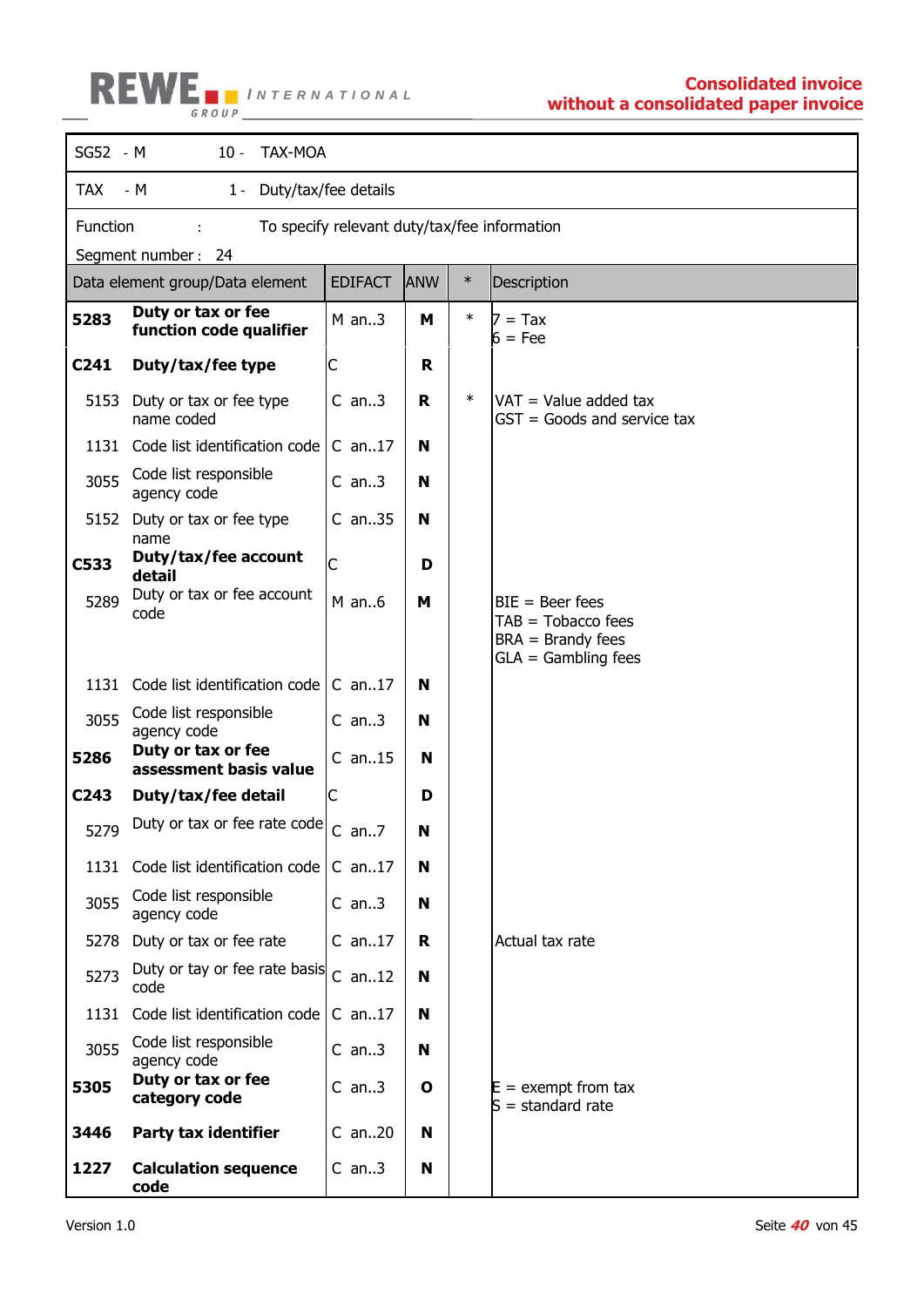| SG52 - M | 10 - | TAX-MOA | | | |
|---|---|---|---|---|---|
| **TAX - M** | **1 -** | **Duty/tax/fee details** | | | |

Function : To specify relevant duty/tax/fee information

Segment number : 24

| Data element group/Data element | | EDIFACT | ANW | * | Description |
|---|---|---|---|---|---|
| **5283** | **Duty or tax or fee function code qualifier** | M an..3 | **M** | * | 7 = Tax<br>6 = Fee |
| **C241** | **Duty/tax/fee type** | C | **R** | | |
| 5153 | Duty or tax or fee type name coded | C an..3 | **R** | * | VAT = Value added tax<br>GST = Goods and service tax |
| 1131 | Code list identification code | C an..17 | **N** | | |
| 3055 | Code list responsible agency code | C an..3 | **N** | | |
| 5152 | Duty or tax or fee type name | C an..35 | **N** | | |
| **C533** | **Duty/tax/fee account detail** | C | **D** | | |
| 5289 | Duty or tax or fee account code | M an..6 | **M** | | BIE = Beer fees<br>TAB = Tobacco fees<br>BRA = Brandy fees<br>GLA = Gambling fees |
| 1131 | Code list identification code | C an..17 | **N** | | |
| 3055 | Code list responsible agency code | C an..3 | **N** | | |
| **5286** | **Duty or tax or fee assessment basis value** | C an..15 | **N** | | |
| **C243** | **Duty/tax/fee detail** | C | **D** | | |
| 5279 | Duty or tax or fee rate code | C an..7 | **N** | | |
| 1131 | Code list identification code | C an..17 | **N** | | |
| 3055 | Code list responsible agency code | C an..3 | **N** | | |
| 5278 | Duty or tax or fee rate | C an..17 | **R** | | Actual tax rate |
| 5273 | Duty or tay or fee rate basis code | C an..12 | **N** | | |
| 1131 | Code list identification code | C an..17 | **N** | | |
| 3055 | Code list responsible agency code | C an..3 | **N** | | |
| **5305** | **Duty or tax or fee category code** | C an..3 | **O** | | E = exempt from tax<br>S = standard rate |
| **3446** | **Party tax identifier** | C an..20 | **N** | | |
| **1227** | **Calculation sequence code** | C an..3 | **N** | | |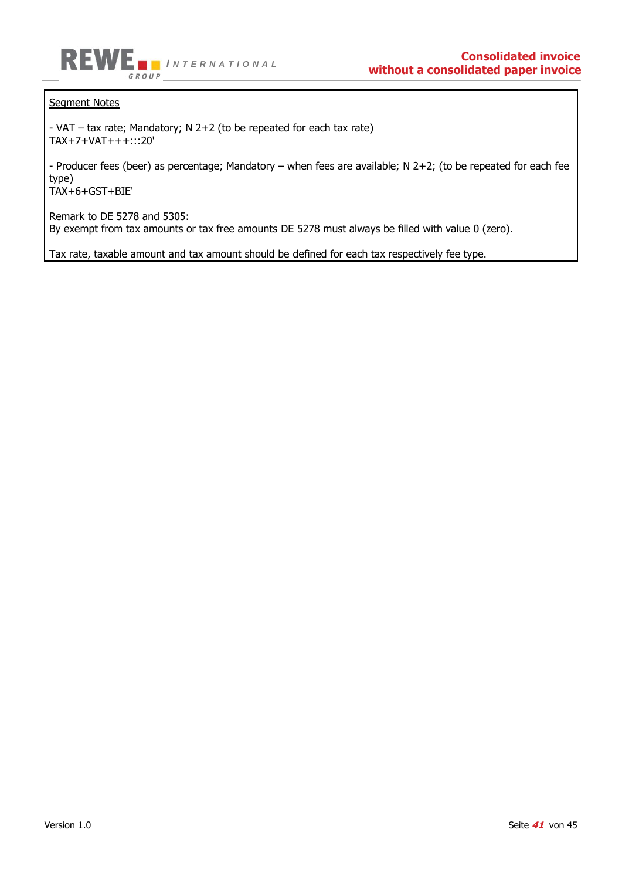Segment Notes

- VAT – tax rate; Mandatory; N 2+2 (to be repeated for each tax rate)
TAX+7+VAT+++:::20'

- Producer fees (beer) as percentage; Mandatory – when fees are available; N 2+2; (to be repeated for each fee type)
TAX+6+GST+BIE'

Remark to DE 5278 and 5305:
By exempt from tax amounts or tax free amounts DE 5278 must always be filled with value 0 (zero).

Tax rate, taxable amount and tax amount should be defined for each tax respectively fee type.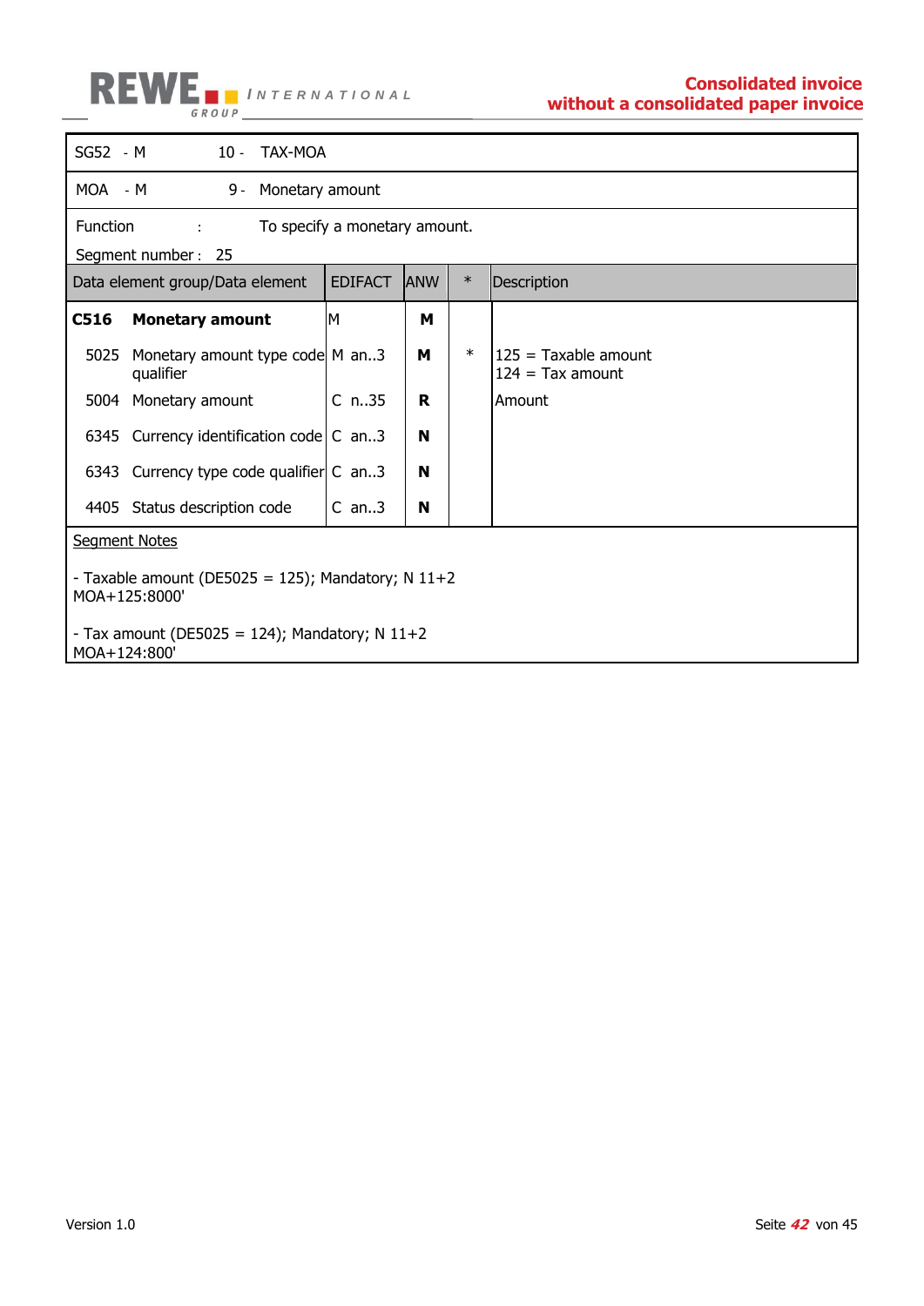| SG52 - M | 10 - TAX-MOA |
|---|---|
| MOA - M | 9 - Monetary amount |

Function : To specify a monetary amount.

Segment number : 25

| Data element group/Data element | EDIFACT | ANW | * | Description |
|---|---|---|---|---|
| **C516 Monetary amount** | M | **M** | | |
| 5025 Monetary amount type code qualifier | M an..3 | **M** | * | 125 = Taxable amount<br>124 = Tax amount |
| 5004 Monetary amount | C n..35 | **R** | | Amount |
| 6345 Currency identification code | C an..3 | **N** | | |
| 6343 Currency type code qualifier | C an..3 | **N** | | |
| 4405 Status description code | C an..3 | **N** | | |

Segment Notes

- Taxable amount (DE5025 = 125); Mandatory; N 11+2
MOA+125:8000'

- Tax amount (DE5025 = 124); Mandatory; N 11+2
MOA+124:800'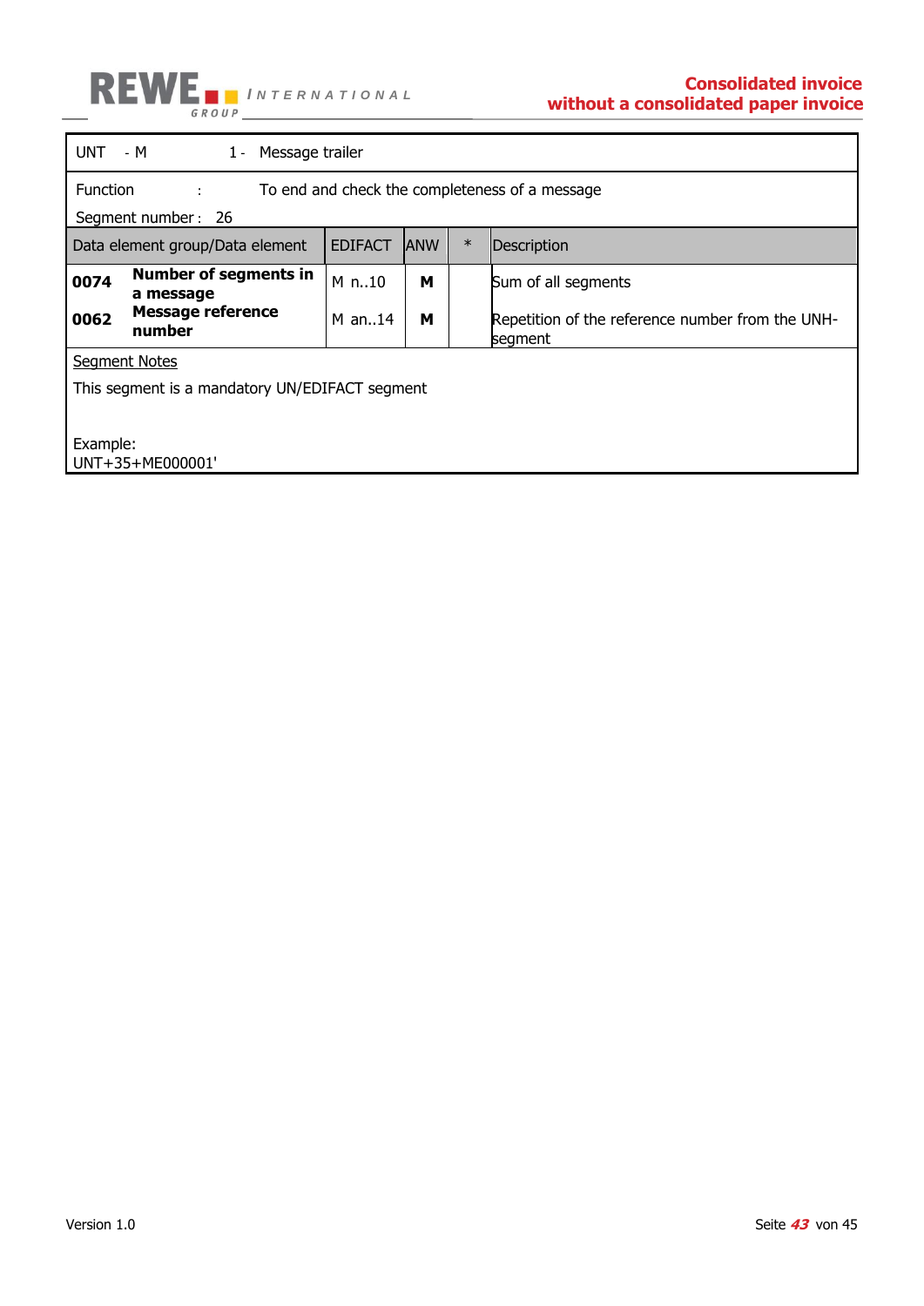| UNT - M | 1 - Message trailer | | | |
|---|---|---|---|---|
| Function : To end and check the completeness of a message<br>Segment number : 26 | | | | |
| **Data element group/Data element** | **EDIFACT** | **ANW** | **\*** | **Description** |
| **0074 Number of segments in a message** | M n..10 | **M** | | Sum of all segments |
| **0062 Message reference number** | M an..14 | **M** | | Repetition of the reference number from the UNH-segment |

Segment Notes

This segment is a mandatory UN/EDIFACT segment

Example:
UNT+35+ME000001'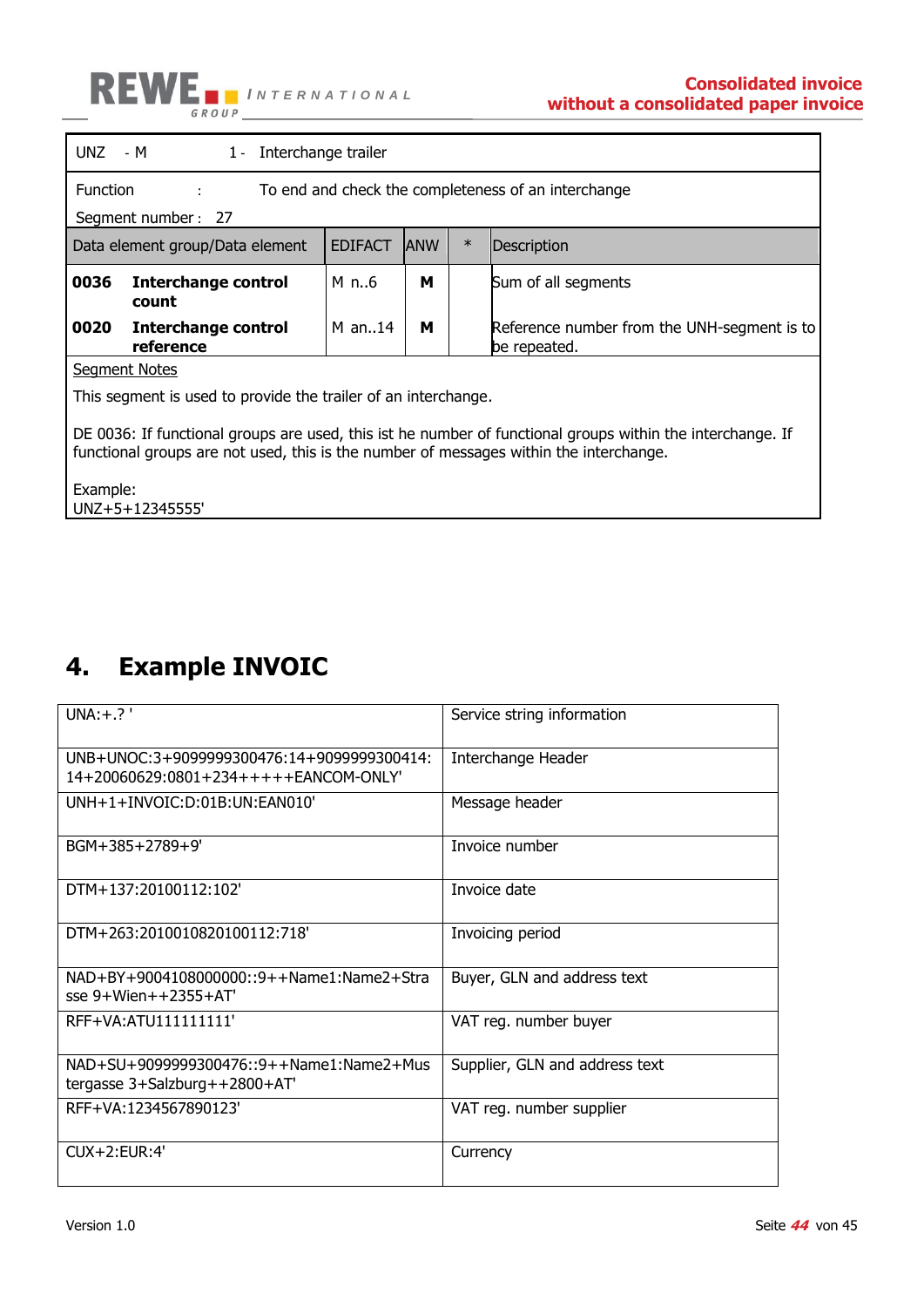| UNZ - M | 1 - Interchange trailer | | | |
|---|---|---|---|---|
| Function : | To end and check the completeness of an interchange | | | |
| Segment number : 27 | | | | |
| Data element group/Data element | EDIFACT | ANW | * | Description |
| **0036 Interchange control count** | M n..6 | **M** | | Sum of all segments |
| **0020 Interchange control reference** | M an..14 | **M** | | Reference number from the UNH-segment is to be repeated. |

Segment Notes

This segment is used to provide the trailer of an interchange.

DE 0036: If functional groups are used, this ist he number of functional groups within the interchange. If functional groups are not used, this is the number of messages within the interchange.

Example:
UNZ+5+12345555'

# 4. Example INVOIC

| | |
|---|---|
| UNA:+.? ' | Service string information |
| UNB+UNOC:3+9099999300476:14+9099999300414:14+20060629:0801+234+++++EANCOM-ONLY' | Interchange Header |
| UNH+1+INVOIC:D:01B:UN:EAN010' | Message header |
| BGM+385+2789+9' | Invoice number |
| DTM+137:20100112:102' | Invoice date |
| DTM+263:2010010820100112:718' | Invoicing period |
| NAD+BY+9004108000000::9++Name1:Name2+Strasse 9+Wien++2355+AT' | Buyer, GLN and address text |
| RFF+VA:ATU111111111' | VAT reg. number buyer |
| NAD+SU+9099999300476::9++Name1:Name2+Mustergasse 3+Salzburg++2800+AT' | Supplier, GLN and address text |
| RFF+VA:1234567890123' | VAT reg. number supplier |
| CUX+2:EUR:4' | Currency |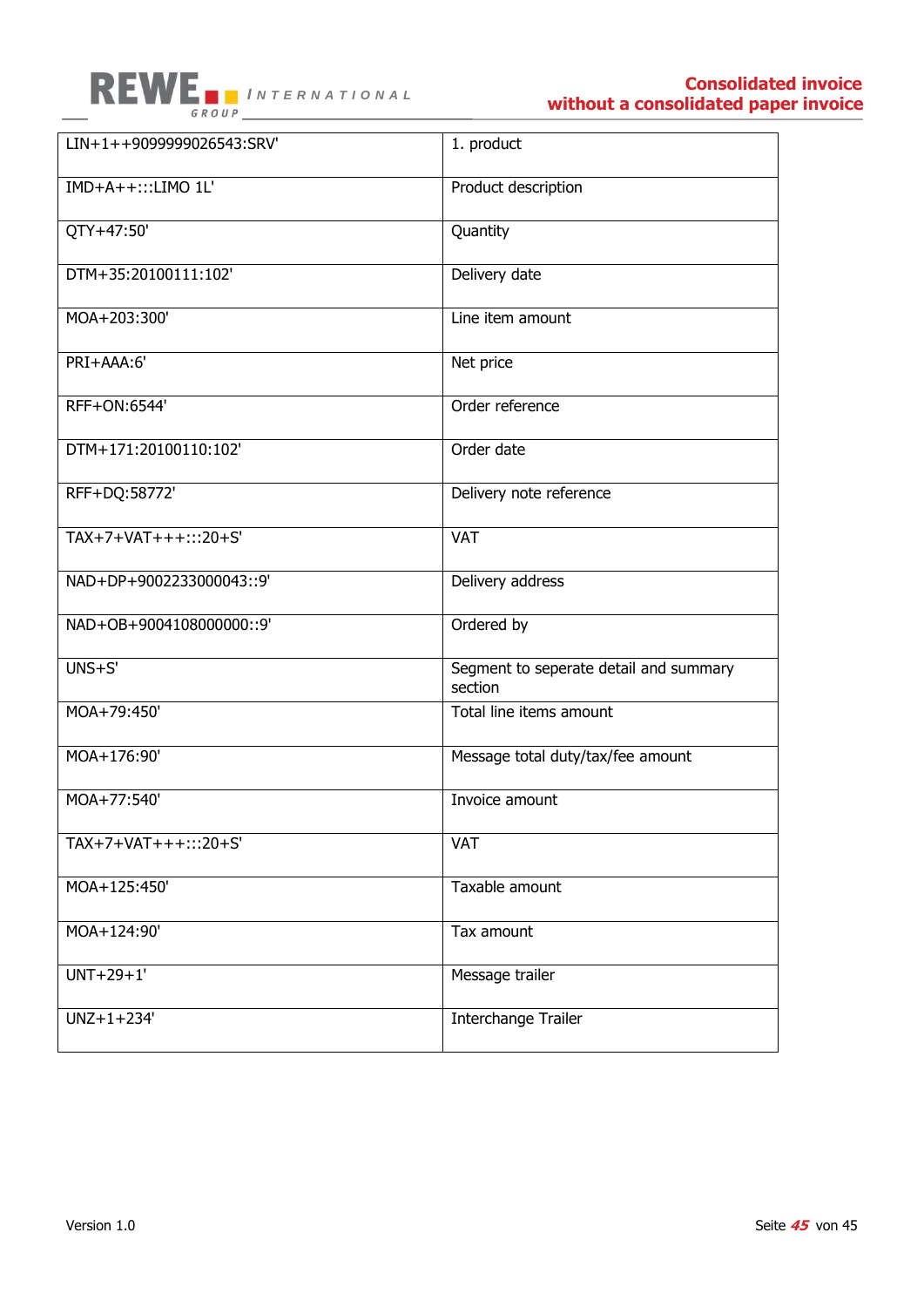| | |
|---|---|
| LIN+1++9099999026543:SRV' | 1. product |
| IMD+A++:::LIMO 1L' | Product description |
| QTY+47:50' | Quantity |
| DTM+35:20100111:102' | Delivery date |
| MOA+203:300' | Line item amount |
| PRI+AAA:6' | Net price |
| RFF+ON:6544' | Order reference |
| DTM+171:20100110:102' | Order date |
| RFF+DQ:58772' | Delivery note reference |
| TAX+7+VAT+++:::20+S' | VAT |
| NAD+DP+9002233000043::9' | Delivery address |
| NAD+OB+9004108000000::9' | Ordered by |
| UNS+S' | Segment to seperate detail and summary section |
| MOA+79:450' | Total line items amount |
| MOA+176:90' | Message total duty/tax/fee amount |
| MOA+77:540' | Invoice amount |
| TAX+7+VAT+++:::20+S' | VAT |
| MOA+125:450' | Taxable amount |
| MOA+124:90' | Tax amount |
| UNT+29+1' | Message trailer |
| UNZ+1+234' | Interchange Trailer |